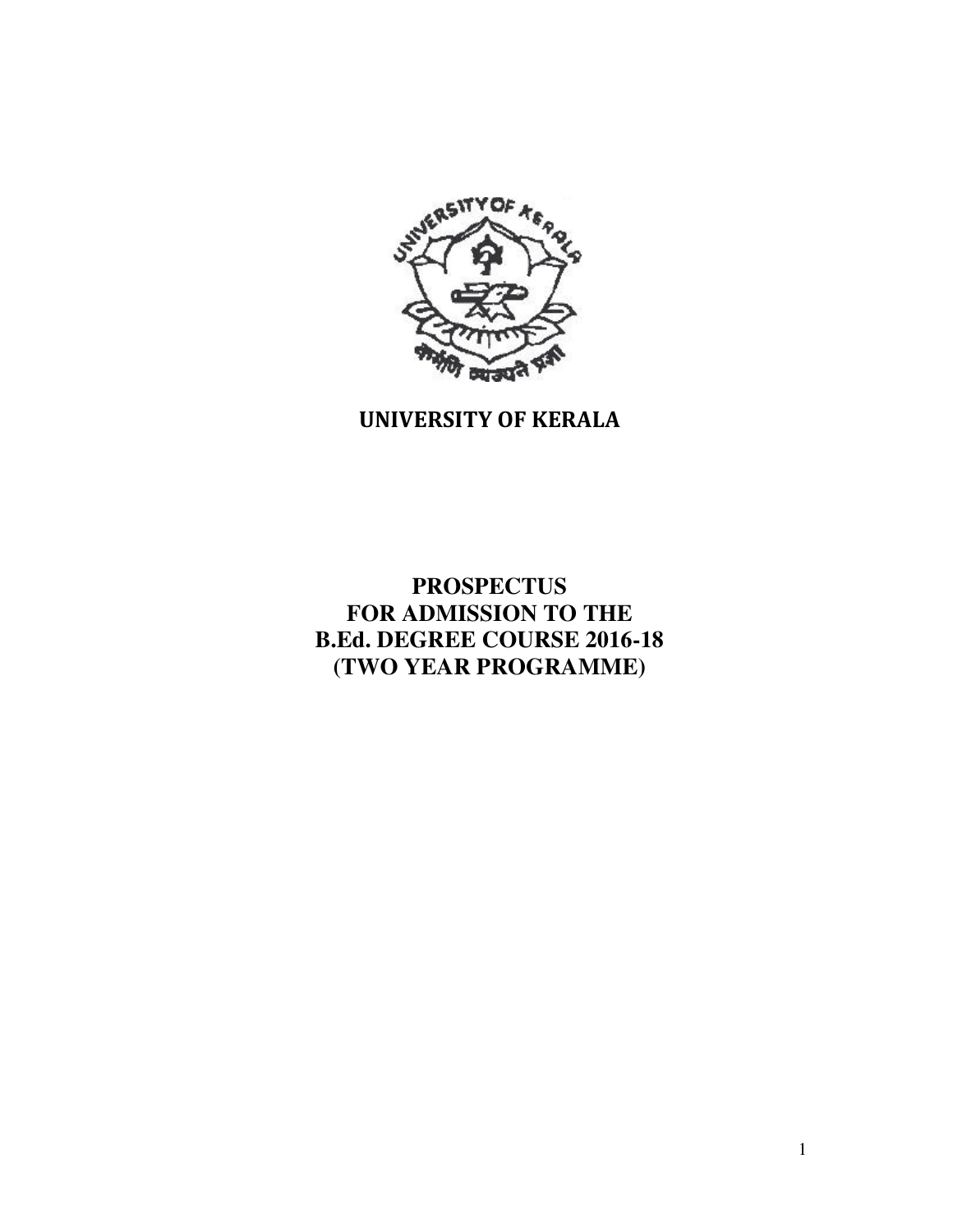# UNIVERSITY OF KERALA

## PROSPECTUS
## FOR ADMISSION TO THE
## B.Ed. DEGREE COURSE 2016-18
## (TWO YEAR PROGRAMME)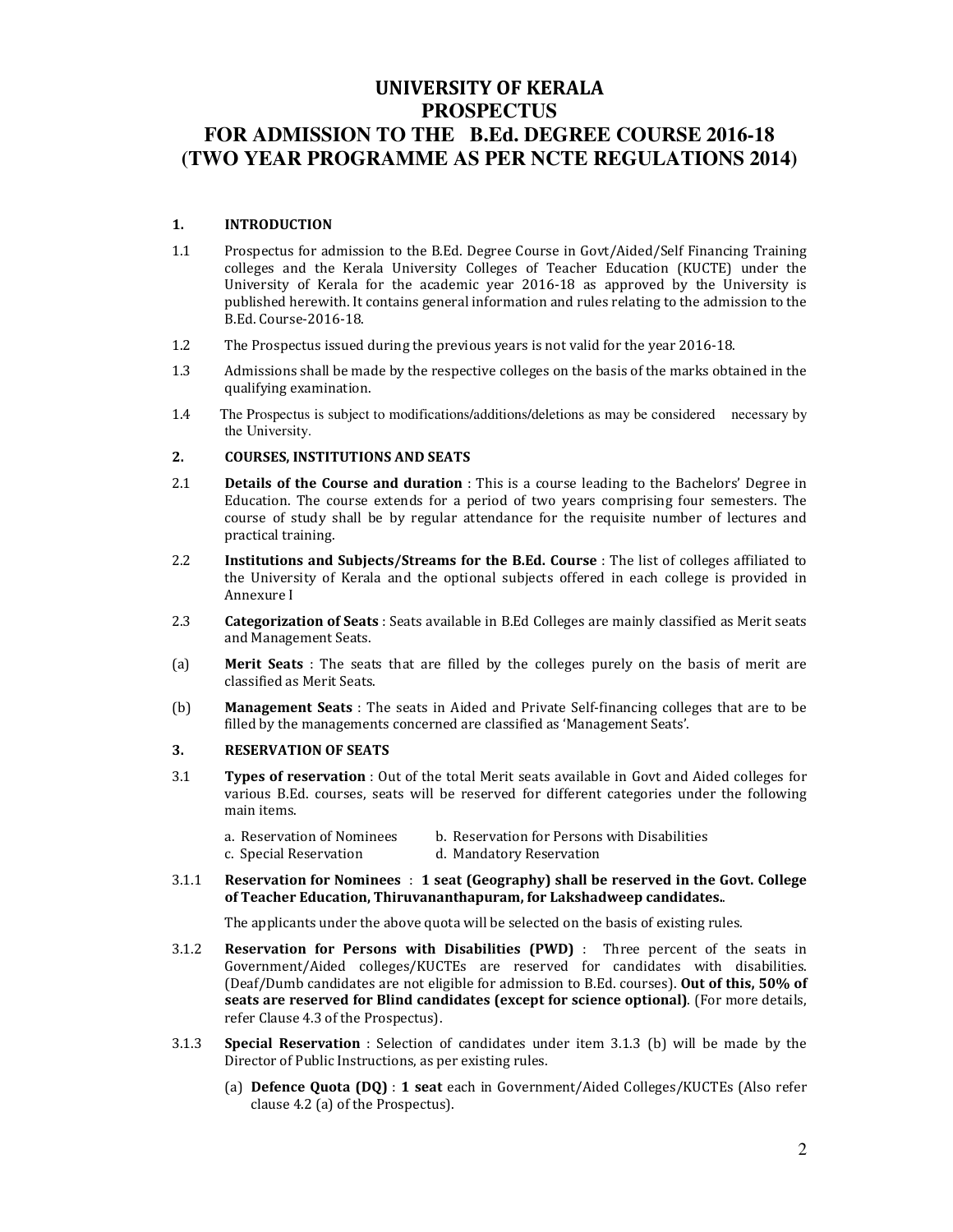# UNIVERSITY OF KERALA
# PROSPECTUS
# FOR ADMISSION TO THE B.Ed. DEGREE COURSE 2016-18
# (TWO YEAR PROGRAMME AS PER NCTE REGULATIONS 2014)

## 1. INTRODUCTION

1.1 Prospectus for admission to the B.Ed. Degree Course in Govt/Aided/Self Financing Training colleges and the Kerala University Colleges of Teacher Education (KUCTE) under the University of Kerala for the academic year 2016-18 as approved by the University is published herewith. It contains general information and rules relating to the admission to the B.Ed. Course-2016-18.

1.2 The Prospectus issued during the previous years is not valid for the year 2016-18.

1.3 Admissions shall be made by the respective colleges on the basis of the marks obtained in the qualifying examination.

1.4 The Prospectus is subject to modifications/additions/deletions as may be considered necessary by the University.

## 2. COURSES, INSTITUTIONS AND SEATS

2.1 **Details of the Course and duration** : This is a course leading to the Bachelors' Degree in Education. The course extends for a period of two years comprising four semesters. The course of study shall be by regular attendance for the requisite number of lectures and practical training.

2.2 **Institutions and Subjects/Streams for the B.Ed. Course** : The list of colleges affiliated to the University of Kerala and the optional subjects offered in each college is provided in Annexure I

2.3 **Categorization of Seats** : Seats available in B.Ed Colleges are mainly classified as Merit seats and Management Seats.

(a) **Merit Seats** : The seats that are filled by the colleges purely on the basis of merit are classified as Merit Seats.

(b) **Management Seats** : The seats in Aided and Private Self-financing colleges that are to be filled by the managements concerned are classified as 'Management Seats'.

## 3. RESERVATION OF SEATS

3.1 **Types of reservation** : Out of the total Merit seats available in Govt and Aided colleges for various B.Ed. courses, seats will be reserved for different categories under the following main items.

a. Reservation of Nominees
b. Reservation for Persons with Disabilities
c. Special Reservation
d. Mandatory Reservation

3.1.1 **Reservation for Nominees** : **1 seat (Geography) shall be reserved in the Govt. College of Teacher Education, Thiruvananthapuram, for Lakshadweep candidates.**.

The applicants under the above quota will be selected on the basis of existing rules.

3.1.2 **Reservation for Persons with Disabilities (PWD)** : Three percent of the seats in Government/Aided colleges/KUCTEs are reserved for candidates with disabilities. (Deaf/Dumb candidates are not eligible for admission to B.Ed. courses). **Out of this, 50% of seats are reserved for Blind candidates (except for science optional)**. (For more details, refer Clause 4.3 of the Prospectus).

3.1.3 **Special Reservation** : Selection of candidates under item 3.1.3 (b) will be made by the Director of Public Instructions, as per existing rules.

(a) **Defence Quota (DQ)** : **1 seat** each in Government/Aided Colleges/KUCTEs (Also refer clause 4.2 (a) of the Prospectus).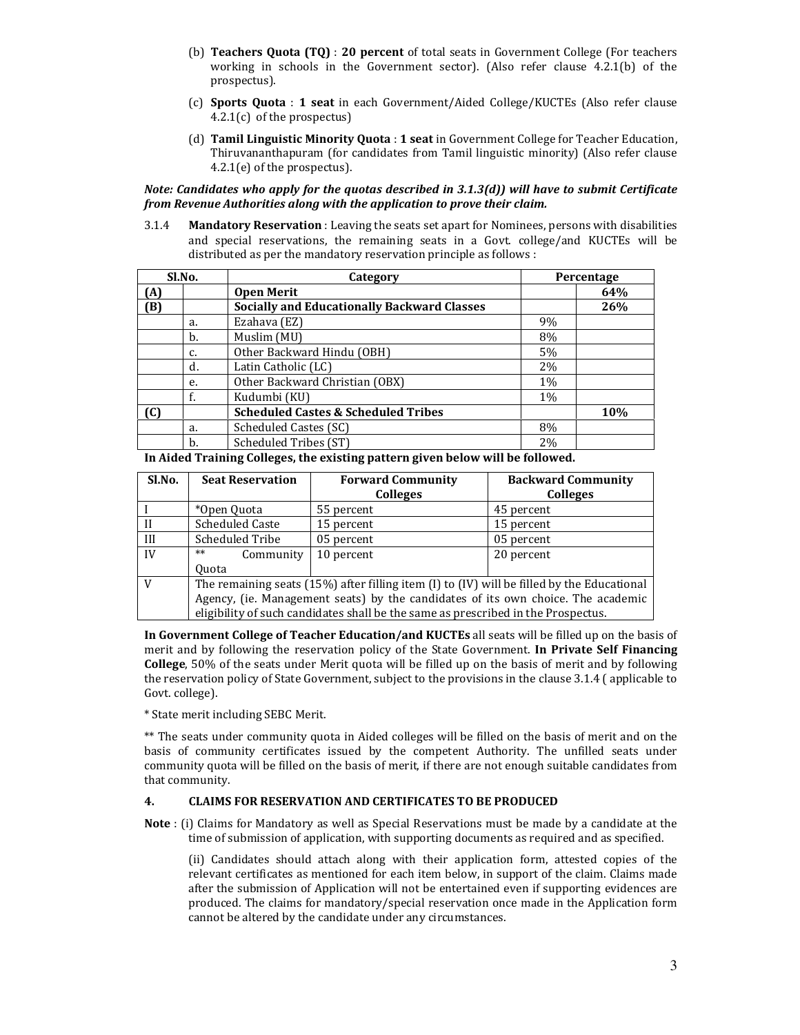(b) **Teachers Quota (TQ)** : **20 percent** of total seats in Government College (For teachers working in schools in the Government sector). (Also refer clause 4.2.1(b) of the prospectus).

(c) **Sports Quota** : **1 seat** in each Government/Aided College/KUCTEs (Also refer clause 4.2.1(c) of the prospectus)

(d) **Tamil Linguistic Minority Quota** : **1 seat** in Government College for Teacher Education, Thiruvananthapuram (for candidates from Tamil linguistic minority) (Also refer clause 4.2.1(e) of the prospectus).

***Note: Candidates who apply for the quotas described in 3.1.3(d)) will have to submit Certificate from Revenue Authorities along with the application to prove their claim.***

3.1.4 **Mandatory Reservation** : Leaving the seats set apart for Nominees, persons with disabilities and special reservations, the remaining seats in a Govt. college/and KUCTEs will be distributed as per the mandatory reservation principle as follows :

| Sl.No. | | Category | Percentage | |
|---|---|---|---|---|
| **(A)** | | **Open Merit** | | **64%** |
| **(B)** | | **Socially and Educationally Backward Classes** | | **26%** |
| | a. | Ezahava (EZ) | 9% | |
| | b. | Muslim (MU) | 8% | |
| | c. | Other Backward Hindu (OBH) | 5% | |
| | d. | Latin Catholic (LC) | 2% | |
| | e. | Other Backward Christian (OBX) | 1% | |
| | f. | Kudumbi (KU) | 1% | |
| **(C)** | | **Scheduled Castes & Scheduled Tribes** | | **10%** |
| | a. | Scheduled Castes (SC) | 8% | |
| | b. | Scheduled Tribes (ST) | 2% | |

**In Aided Training Colleges, the existing pattern given below will be followed.**

| Sl.No. | Seat Reservation | Forward Community Colleges | Backward Community Colleges |
|---|---|---|---|
| I | *Open Quota | 55 percent | 45 percent |
| II | Scheduled Caste | 15 percent | 15 percent |
| III | Scheduled Tribe | 05 percent | 05 percent |
| IV | ** Community Quota | 10 percent | 20 percent |
| V | The remaining seats (15%) after filling item (I) to (IV) will be filled by the Educational Agency, (ie. Management seats) by the candidates of its own choice. The academic eligibility of such candidates shall be the same as prescribed in the Prospectus. | | |

**In Government College of Teacher Education/and KUCTEs** all seats will be filled up on the basis of merit and by following the reservation policy of the State Government. **In Private Self Financing College**, 50% of the seats under Merit quota will be filled up on the basis of merit and by following the reservation policy of State Government, subject to the provisions in the clause 3.1.4 ( applicable to Govt. college).

* State merit including SEBC Merit.

** The seats under community quota in Aided colleges will be filled on the basis of merit and on the basis of community certificates issued by the competent Authority. The unfilled seats under community quota will be filled on the basis of merit, if there are not enough suitable candidates from that community.

## 4. CLAIMS FOR RESERVATION AND CERTIFICATES TO BE PRODUCED

**Note** : (i) Claims for Mandatory as well as Special Reservations must be made by a candidate at the time of submission of application, with supporting documents as required and as specified.

(ii) Candidates should attach along with their application form, attested copies of the relevant certificates as mentioned for each item below, in support of the claim. Claims made after the submission of Application will not be entertained even if supporting evidences are produced. The claims for mandatory/special reservation once made in the Application form cannot be altered by the candidate under any circumstances.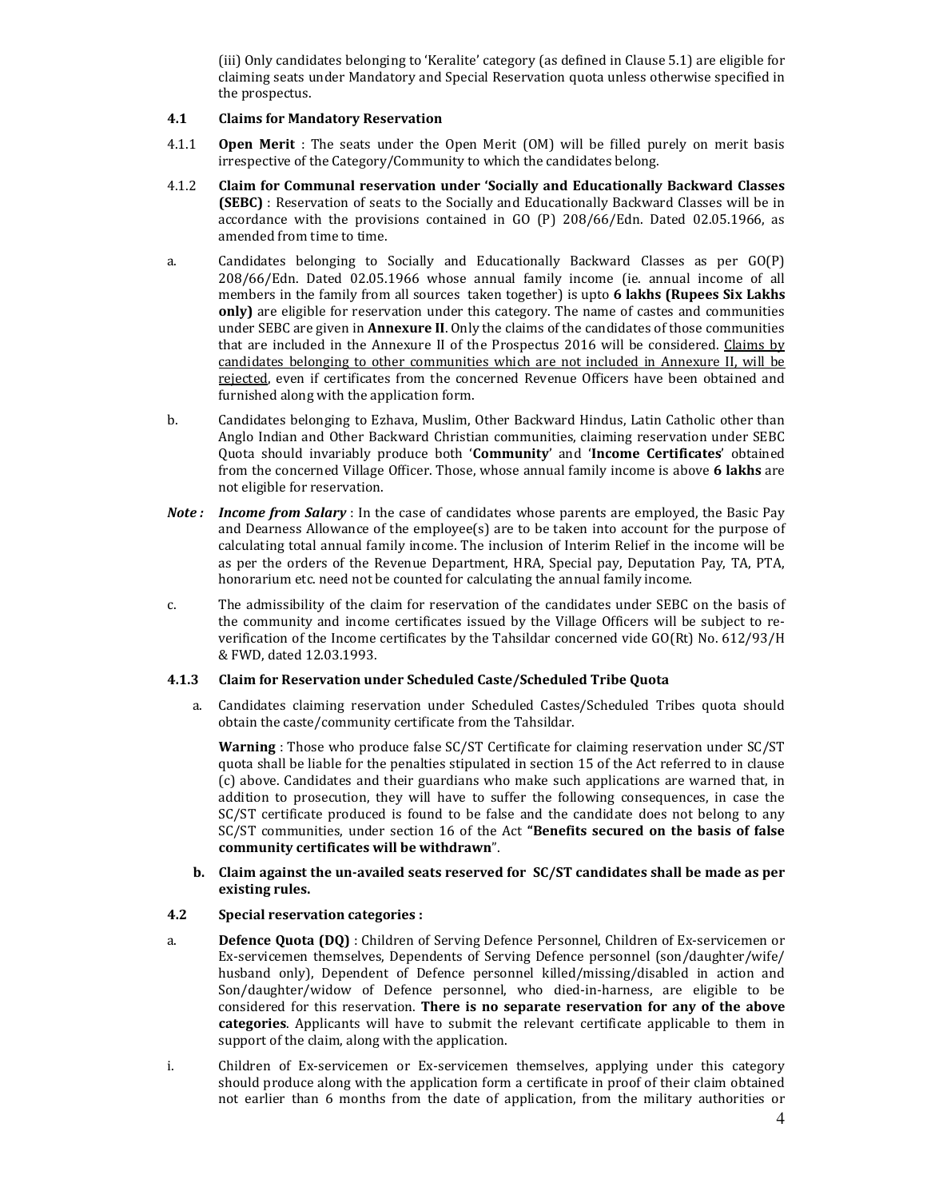(iii) Only candidates belonging to 'Keralite' category (as defined in Clause 5.1) are eligible for claiming seats under Mandatory and Special Reservation quota unless otherwise specified in the prospectus.

### 4.1 Claims for Mandatory Reservation

4.1.1 **Open Merit** : The seats under the Open Merit (OM) will be filled purely on merit basis irrespective of the Category/Community to which the candidates belong.

4.1.2 **Claim for Communal reservation under 'Socially and Educationally Backward Classes (SEBC)** : Reservation of seats to the Socially and Educationally Backward Classes will be in accordance with the provisions contained in GO (P) 208/66/Edn. Dated 02.05.1966, as amended from time to time.

a. Candidates belonging to Socially and Educationally Backward Classes as per GO(P) 208/66/Edn. Dated 02.05.1966 whose annual family income (ie. annual income of all members in the family from all sources taken together) is upto **6 lakhs (Rupees Six Lakhs only)** are eligible for reservation under this category. The name of castes and communities under SEBC are given in **Annexure II**. Only the claims of the candidates of those communities that are included in the Annexure II of the Prospectus 2016 will be considered. <u>Claims by candidates belonging to other communities which are not included in Annexure II, will be rejected</u>, even if certificates from the concerned Revenue Officers have been obtained and furnished along with the application form.

b. Candidates belonging to Ezhava, Muslim, Other Backward Hindus, Latin Catholic other than Anglo Indian and Other Backward Christian communities, claiming reservation under SEBC Quota should invariably produce both '**Community**' and '**Income Certificates**' obtained from the concerned Village Officer. Those, whose annual family income is above **6 lakhs** are not eligible for reservation.

***Note :*** ***Income from Salary*** : In the case of candidates whose parents are employed, the Basic Pay and Dearness Allowance of the employee(s) are to be taken into account for the purpose of calculating total annual family income. The inclusion of Interim Relief in the income will be as per the orders of the Revenue Department, HRA, Special pay, Deputation Pay, TA, PTA, honorarium etc. need not be counted for calculating the annual family income.

c. The admissibility of the claim for reservation of the candidates under SEBC on the basis of the community and income certificates issued by the Village Officers will be subject to re-verification of the Income certificates by the Tahsildar concerned vide GO(Rt) No. 612/93/H & FWD, dated 12.03.1993.

### 4.1.3 Claim for Reservation under Scheduled Caste/Scheduled Tribe Quota

a. Candidates claiming reservation under Scheduled Castes/Scheduled Tribes quota should obtain the caste/community certificate from the Tahsildar.

**Warning** : Those who produce false SC/ST Certificate for claiming reservation under SC/ST quota shall be liable for the penalties stipulated in section 15 of the Act referred to in clause (c) above. Candidates and their guardians who make such applications are warned that, in addition to prosecution, they will have to suffer the following consequences, in case the SC/ST certificate produced is found to be false and the candidate does not belong to any SC/ST communities, under section 16 of the Act **"Benefits secured on the basis of false community certificates will be withdrawn**".

**b. Claim against the un-availed seats reserved for SC/ST candidates shall be made as per existing rules.**

### 4.2 Special reservation categories :

a. **Defence Quota (DQ)** : Children of Serving Defence Personnel, Children of Ex-servicemen or Ex-servicemen themselves, Dependents of Serving Defence personnel (son/daughter/wife/husband only), Dependent of Defence personnel killed/missing/disabled in action and Son/daughter/widow of Defence personnel, who died-in-harness, are eligible to be considered for this reservation. **There is no separate reservation for any of the above categories**. Applicants will have to submit the relevant certificate applicable to them in support of the claim, along with the application.

i. Children of Ex-servicemen or Ex-servicemen themselves, applying under this category should produce along with the application form a certificate in proof of their claim obtained not earlier than 6 months from the date of application, from the military authorities or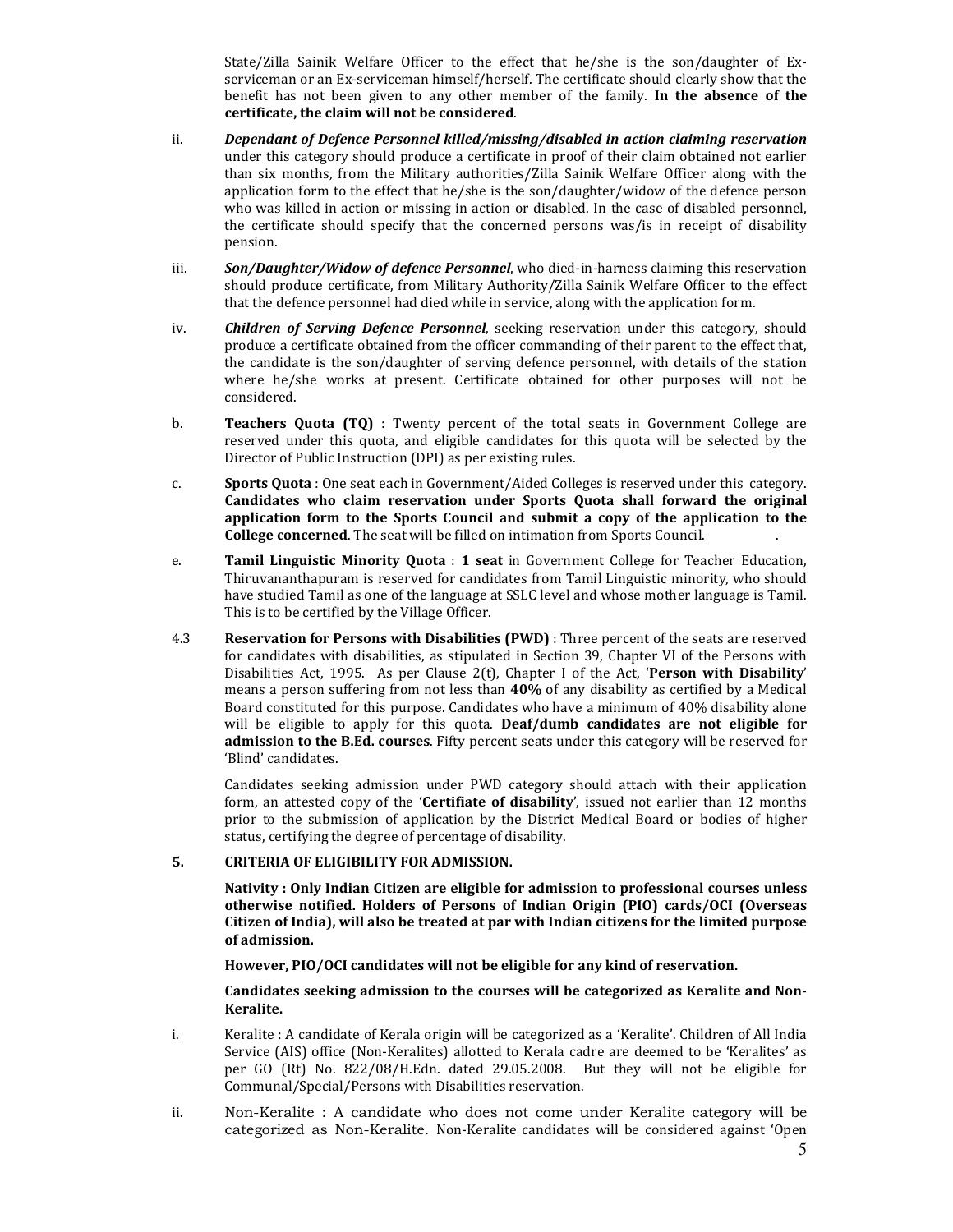State/Zilla Sainik Welfare Officer to the effect that he/she is the son/daughter of Ex-serviceman or an Ex-serviceman himself/herself. The certificate should clearly show that the benefit has not been given to any other member of the family. **In the absence of the certificate, the claim will not be considered**.

ii. ***Dependant of Defence Personnel killed/missing/disabled in action claiming reservation*** under this category should produce a certificate in proof of their claim obtained not earlier than six months, from the Military authorities/Zilla Sainik Welfare Officer along with the application form to the effect that he/she is the son/daughter/widow of the defence person who was killed in action or missing in action or disabled. In the case of disabled personnel, the certificate should specify that the concerned persons was/is in receipt of disability pension.

iii. ***Son/Daughter/Widow of defence Personnel***, who died-in-harness claiming this reservation should produce certificate, from Military Authority/Zilla Sainik Welfare Officer to the effect that the defence personnel had died while in service, along with the application form.

iv. ***Children of Serving Defence Personnel***, seeking reservation under this category, should produce a certificate obtained from the officer commanding of their parent to the effect that, the candidate is the son/daughter of serving defence personnel, with details of the station where he/she works at present. Certificate obtained for other purposes will not be considered.

b. **Teachers Quota (TQ)** : Twenty percent of the total seats in Government College are reserved under this quota, and eligible candidates for this quota will be selected by the Director of Public Instruction (DPI) as per existing rules.

c. **Sports Quota** : One seat each in Government/Aided Colleges is reserved under this category. **Candidates who claim reservation under Sports Quota shall forward the original application form to the Sports Council and submit a copy of the application to the College concerned**. The seat will be filled on intimation from Sports Council.

e. **Tamil Linguistic Minority Quota** : **1 seat** in Government College for Teacher Education, Thiruvananthapuram is reserved for candidates from Tamil Linguistic minority, who should have studied Tamil as one of the language at SSLC level and whose mother language is Tamil. This is to be certified by the Village Officer.

4.3 **Reservation for Persons with Disabilities (PWD)** : Three percent of the seats are reserved for candidates with disabilities, as stipulated in Section 39, Chapter VI of the Persons with Disabilities Act, 1995. As per Clause 2(t), Chapter I of the Act, '**Person with Disability**' means a person suffering from not less than **40%** of any disability as certified by a Medical Board constituted for this purpose. Candidates who have a minimum of 40% disability alone will be eligible to apply for this quota. **Deaf/dumb candidates are not eligible for admission to the B.Ed. courses**. Fifty percent seats under this category will be reserved for 'Blind' candidates.

Candidates seeking admission under PWD category should attach with their application form, an attested copy of the '**Certifiate of disability**', issued not earlier than 12 months prior to the submission of application by the District Medical Board or bodies of higher status, certifying the degree of percentage of disability.

## 5. CRITERIA OF ELIGIBILITY FOR ADMISSION.

**Nativity : Only Indian Citizen are eligible for admission to professional courses unless otherwise notified. Holders of Persons of Indian Origin (PIO) cards/OCI (Overseas Citizen of India), will also be treated at par with Indian citizens for the limited purpose of admission.**

**However, PIO/OCI candidates will not be eligible for any kind of reservation.**

**Candidates seeking admission to the courses will be categorized as Keralite and Non-Keralite.**

i. Keralite : A candidate of Kerala origin will be categorized as a 'Keralite'. Children of All India Service (AIS) office (Non-Keralites) allotted to Kerala cadre are deemed to be 'Keralites' as per GO (Rt) No. 822/08/H.Edn. dated 29.05.2008. But they will not be eligible for Communal/Special/Persons with Disabilities reservation.

ii. Non-Keralite : A candidate who does not come under Keralite category will be categorized as Non-Keralite. Non-Keralite candidates will be considered against 'Open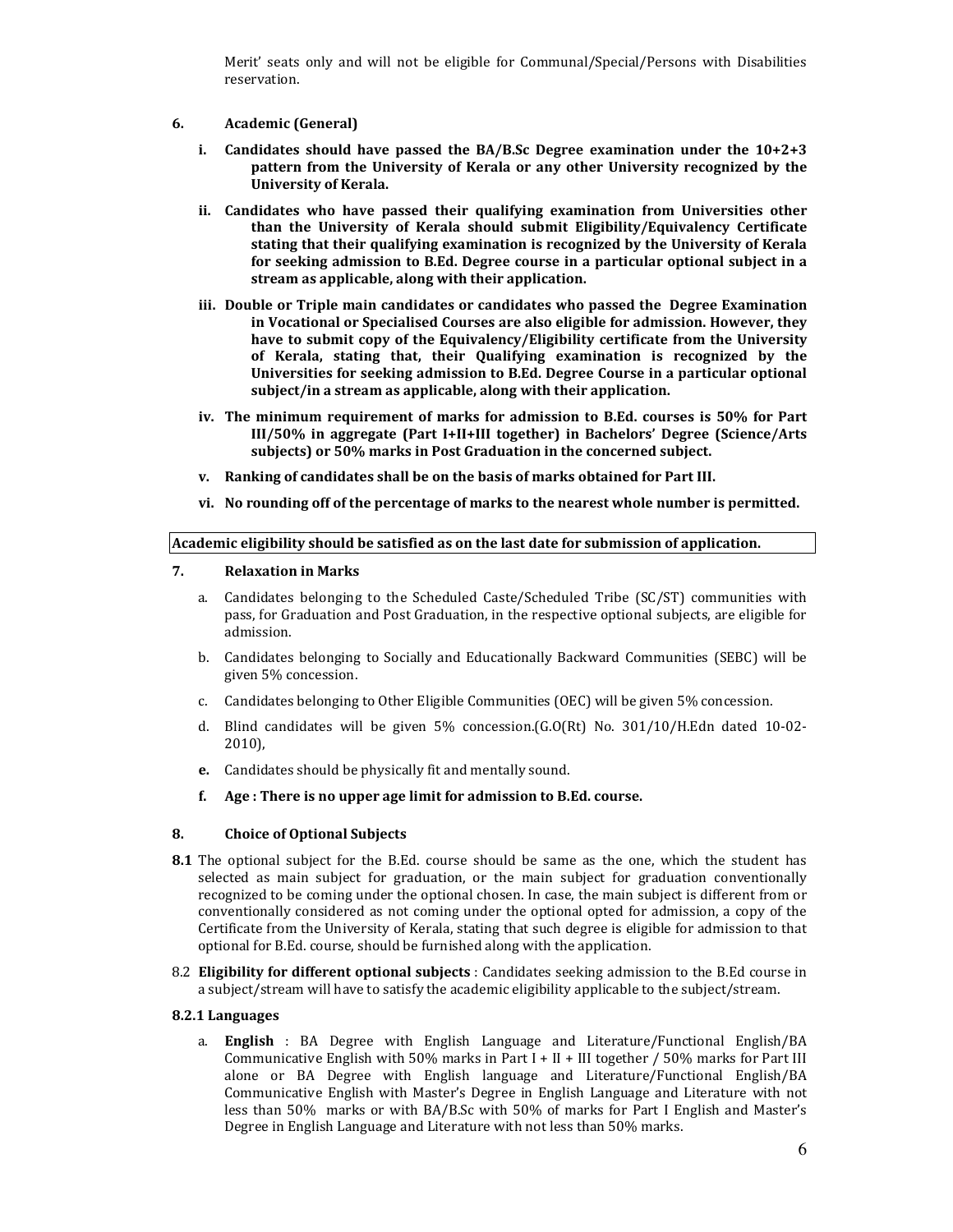Merit' seats only and will not be eligible for Communal/Special/Persons with Disabilities reservation.

## 6. Academic (General)

**i. Candidates should have passed the BA/B.Sc Degree examination under the 10+2+3 pattern from the University of Kerala or any other University recognized by the University of Kerala.**

**ii. Candidates who have passed their qualifying examination from Universities other than the University of Kerala should submit Eligibility/Equivalency Certificate stating that their qualifying examination is recognized by the University of Kerala for seeking admission to B.Ed. Degree course in a particular optional subject in a stream as applicable, along with their application.**

**iii. Double or Triple main candidates or candidates who passed the Degree Examination in Vocational or Specialised Courses are also eligible for admission. However, they have to submit copy of the Equivalency/Eligibility certificate from the University of Kerala, stating that, their Qualifying examination is recognized by the Universities for seeking admission to B.Ed. Degree Course in a particular optional subject/in a stream as applicable, along with their application.**

**iv. The minimum requirement of marks for admission to B.Ed. courses is 50% for Part III/50% in aggregate (Part I+II+III together) in Bachelors' Degree (Science/Arts subjects) or 50% marks in Post Graduation in the concerned subject.**

**v. Ranking of candidates shall be on the basis of marks obtained for Part III.**

**vi. No rounding off of the percentage of marks to the nearest whole number is permitted.**

**Academic eligibility should be satisfied as on the last date for submission of application.**

## 7. Relaxation in Marks

a. Candidates belonging to the Scheduled Caste/Scheduled Tribe (SC/ST) communities with pass, for Graduation and Post Graduation, in the respective optional subjects, are eligible for admission.

b. Candidates belonging to Socially and Educationally Backward Communities (SEBC) will be given 5% concession.

c. Candidates belonging to Other Eligible Communities (OEC) will be given 5% concession.

d. Blind candidates will be given 5% concession.(G.O(Rt) No. 301/10/H.Edn dated 10-02-2010),

**e.** Candidates should be physically fit and mentally sound.

**f. Age : There is no upper age limit for admission to B.Ed. course.**

## 8. Choice of Optional Subjects

**8.1** The optional subject for the B.Ed. course should be same as the one, which the student has selected as main subject for graduation, or the main subject for graduation conventionally recognized to be coming under the optional chosen. In case, the main subject is different from or conventionally considered as not coming under the optional opted for admission, a copy of the Certificate from the University of Kerala, stating that such degree is eligible for admission to that optional for B.Ed. course, should be furnished along with the application.

8.2 **Eligibility for different optional subjects** : Candidates seeking admission to the B.Ed course in a subject/stream will have to satisfy the academic eligibility applicable to the subject/stream.

### 8.2.1 Languages

a. **English** : BA Degree with English Language and Literature/Functional English/BA Communicative English with 50% marks in Part I + II + III together / 50% marks for Part III alone or BA Degree with English language and Literature/Functional English/BA Communicative English with Master's Degree in English Language and Literature with not less than 50% marks or with BA/B.Sc with 50% of marks for Part I English and Master's Degree in English Language and Literature with not less than 50% marks.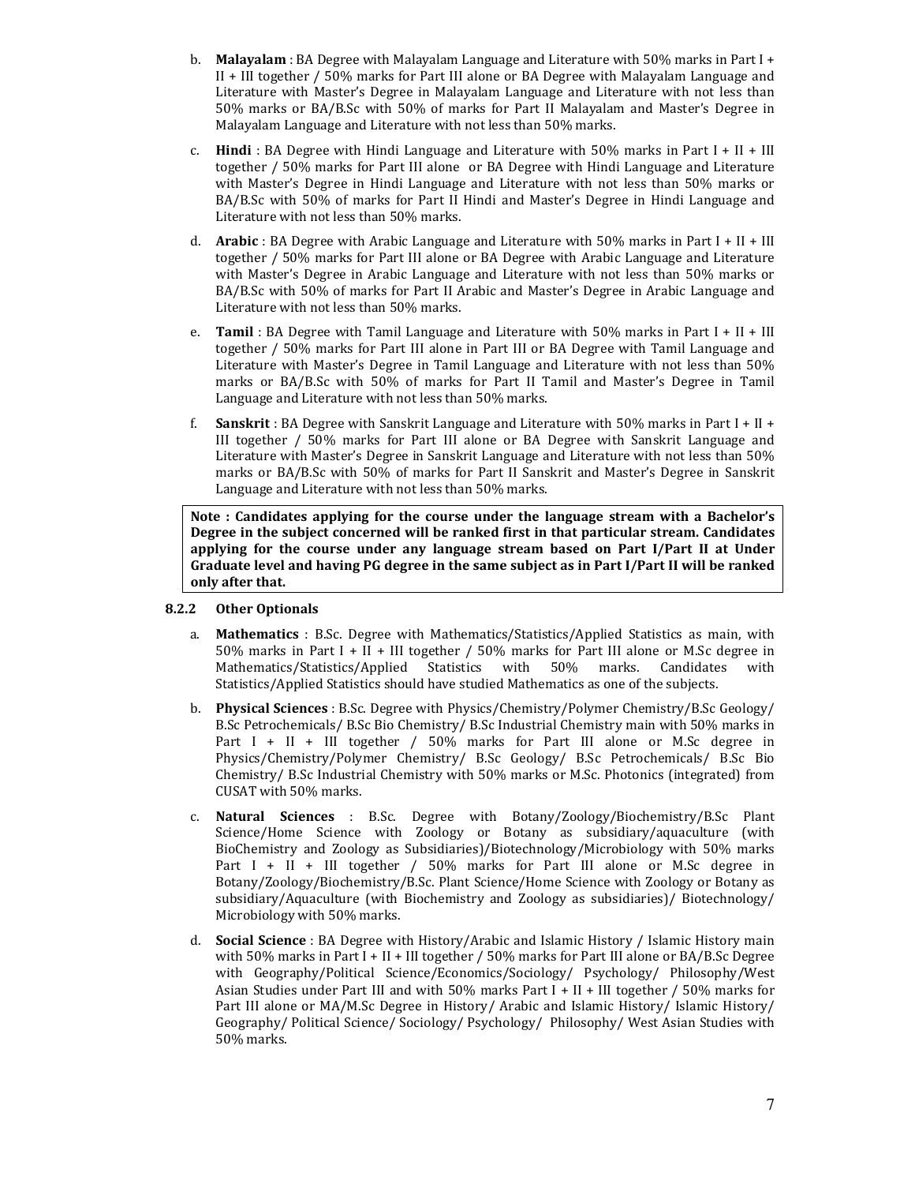b. **Malayalam** : BA Degree with Malayalam Language and Literature with 50% marks in Part I + II + III together / 50% marks for Part III alone or BA Degree with Malayalam Language and Literature with Master's Degree in Malayalam Language and Literature with not less than 50% marks or BA/B.Sc with 50% of marks for Part II Malayalam and Master's Degree in Malayalam Language and Literature with not less than 50% marks.

c. **Hindi** : BA Degree with Hindi Language and Literature with 50% marks in Part I + II + III together / 50% marks for Part III alone or BA Degree with Hindi Language and Literature with Master's Degree in Hindi Language and Literature with not less than 50% marks or BA/B.Sc with 50% of marks for Part II Hindi and Master's Degree in Hindi Language and Literature with not less than 50% marks.

d. **Arabic** : BA Degree with Arabic Language and Literature with 50% marks in Part I + II + III together / 50% marks for Part III alone or BA Degree with Arabic Language and Literature with Master's Degree in Arabic Language and Literature with not less than 50% marks or BA/B.Sc with 50% of marks for Part II Arabic and Master's Degree in Arabic Language and Literature with not less than 50% marks.

e. **Tamil** : BA Degree with Tamil Language and Literature with 50% marks in Part I + II + III together / 50% marks for Part III alone in Part III or BA Degree with Tamil Language and Literature with Master's Degree in Tamil Language and Literature with not less than 50% marks or BA/B.Sc with 50% of marks for Part II Tamil and Master's Degree in Tamil Language and Literature with not less than 50% marks.

f. **Sanskrit** : BA Degree with Sanskrit Language and Literature with 50% marks in Part I + II + III together / 50% marks for Part III alone or BA Degree with Sanskrit Language and Literature with Master's Degree in Sanskrit Language and Literature with not less than 50% marks or BA/B.Sc with 50% of marks for Part II Sanskrit and Master's Degree in Sanskrit Language and Literature with not less than 50% marks.

**Note : Candidates applying for the course under the language stream with a Bachelor's Degree in the subject concerned will be ranked first in that particular stream. Candidates applying for the course under any language stream based on Part I/Part II at Under Graduate level and having PG degree in the same subject as in Part I/Part II will be ranked only after that.**

### 8.2.2 Other Optionals

a. **Mathematics** : B.Sc. Degree with Mathematics/Statistics/Applied Statistics as main, with 50% marks in Part I + II + III together / 50% marks for Part III alone or M.Sc degree in Mathematics/Statistics/Applied Statistics with 50% marks. Candidates with Statistics/Applied Statistics should have studied Mathematics as one of the subjects.

b. **Physical Sciences** : B.Sc. Degree with Physics/Chemistry/Polymer Chemistry/B.Sc Geology/ B.Sc Petrochemicals/ B.Sc Bio Chemistry/ B.Sc Industrial Chemistry main with 50% marks in Part I + II + III together / 50% marks for Part III alone or M.Sc degree in Physics/Chemistry/Polymer Chemistry/ B.Sc Geology/ B.Sc Petrochemicals/ B.Sc Bio Chemistry/ B.Sc Industrial Chemistry with 50% marks or M.Sc. Photonics (integrated) from CUSAT with 50% marks.

c. **Natural Sciences** : B.Sc. Degree with Botany/Zoology/Biochemistry/B.Sc Plant Science/Home Science with Zoology or Botany as subsidiary/aquaculture (with BioChemistry and Zoology as Subsidiaries)/Biotechnology/Microbiology with 50% marks Part I + II + III together / 50% marks for Part III alone or M.Sc degree in Botany/Zoology/Biochemistry/B.Sc. Plant Science/Home Science with Zoology or Botany as subsidiary/Aquaculture (with Biochemistry and Zoology as subsidiaries)/ Biotechnology/ Microbiology with 50% marks.

d. **Social Science** : BA Degree with History/Arabic and Islamic History / Islamic History main with 50% marks in Part I + II + III together / 50% marks for Part III alone or BA/B.Sc Degree with Geography/Political Science/Economics/Sociology/ Psychology/ Philosophy/West Asian Studies under Part III and with 50% marks Part I + II + III together / 50% marks for Part III alone or MA/M.Sc Degree in History/ Arabic and Islamic History/ Islamic History/ Geography/ Political Science/ Sociology/ Psychology/ Philosophy/ West Asian Studies with 50% marks.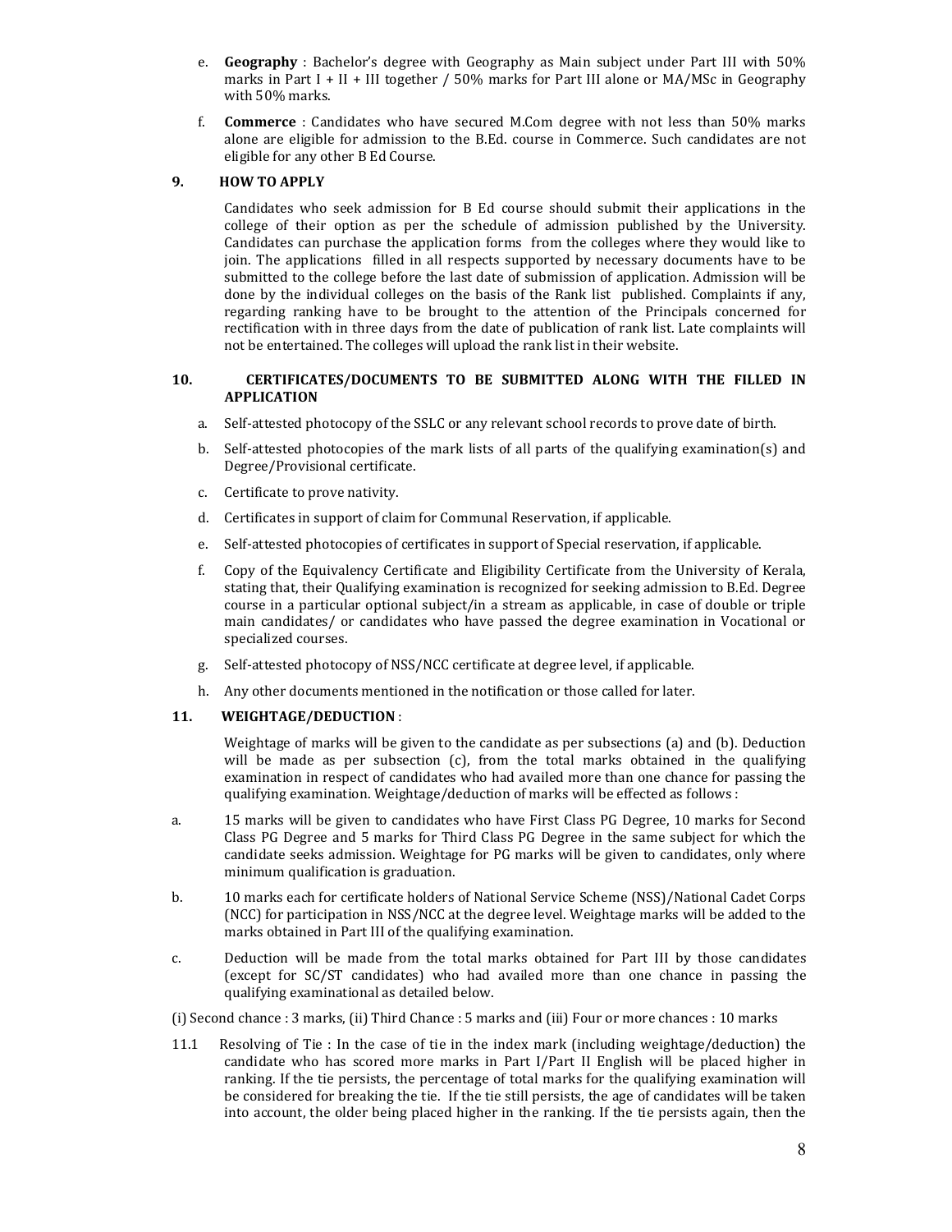e. **Geography** : Bachelor's degree with Geography as Main subject under Part III with 50% marks in Part I + II + III together / 50% marks for Part III alone or MA/MSc in Geography with 50% marks.

f. **Commerce** : Candidates who have secured M.Com degree with not less than 50% marks alone are eligible for admission to the B.Ed. course in Commerce. Such candidates are not eligible for any other B Ed Course.

## 9. HOW TO APPLY

Candidates who seek admission for B Ed course should submit their applications in the college of their option as per the schedule of admission published by the University. Candidates can purchase the application forms from the colleges where they would like to join. The applications filled in all respects supported by necessary documents have to be submitted to the college before the last date of submission of application. Admission will be done by the individual colleges on the basis of the Rank list published. Complaints if any, regarding ranking have to be brought to the attention of the Principals concerned for rectification with in three days from the date of publication of rank list. Late complaints will not be entertained. The colleges will upload the rank list in their website.

## 10. CERTIFICATES/DOCUMENTS TO BE SUBMITTED ALONG WITH THE FILLED IN APPLICATION

a. Self-attested photocopy of the SSLC or any relevant school records to prove date of birth.

b. Self-attested photocopies of the mark lists of all parts of the qualifying examination(s) and Degree/Provisional certificate.

c. Certificate to prove nativity.

d. Certificates in support of claim for Communal Reservation, if applicable.

e. Self-attested photocopies of certificates in support of Special reservation, if applicable.

f. Copy of the Equivalency Certificate and Eligibility Certificate from the University of Kerala, stating that, their Qualifying examination is recognized for seeking admission to B.Ed. Degree course in a particular optional subject/in a stream as applicable, in case of double or triple main candidates/ or candidates who have passed the degree examination in Vocational or specialized courses.

g. Self-attested photocopy of NSS/NCC certificate at degree level, if applicable.

h. Any other documents mentioned in the notification or those called for later.

## 11. WEIGHTAGE/DEDUCTION :

Weightage of marks will be given to the candidate as per subsections (a) and (b). Deduction will be made as per subsection (c), from the total marks obtained in the qualifying examination in respect of candidates who had availed more than one chance for passing the qualifying examination. Weightage/deduction of marks will be effected as follows :

a. 15 marks will be given to candidates who have First Class PG Degree, 10 marks for Second Class PG Degree and 5 marks for Third Class PG Degree in the same subject for which the candidate seeks admission. Weightage for PG marks will be given to candidates, only where minimum qualification is graduation.

b. 10 marks each for certificate holders of National Service Scheme (NSS)/National Cadet Corps (NCC) for participation in NSS/NCC at the degree level. Weightage marks will be added to the marks obtained in Part III of the qualifying examination.

c. Deduction will be made from the total marks obtained for Part III by those candidates (except for SC/ST candidates) who had availed more than one chance in passing the qualifying examinational as detailed below.

(i) Second chance : 3 marks, (ii) Third Chance : 5 marks and (iii) Four or more chances : 10 marks

11.1 Resolving of Tie : In the case of tie in the index mark (including weightage/deduction) the candidate who has scored more marks in Part I/Part II English will be placed higher in ranking. If the tie persists, the percentage of total marks for the qualifying examination will be considered for breaking the tie. If the tie still persists, the age of candidates will be taken into account, the older being placed higher in the ranking. If the tie persists again, then the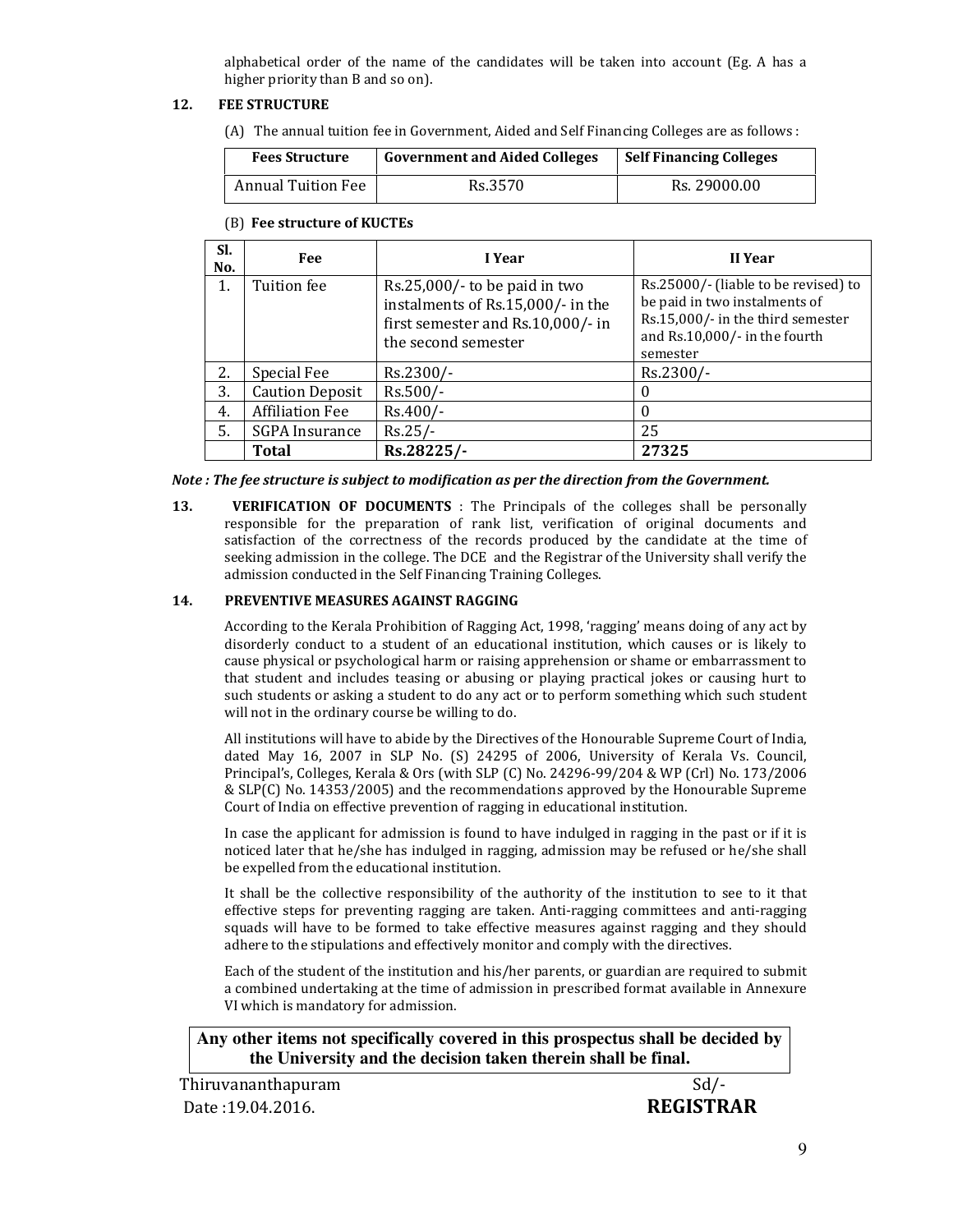alphabetical order of the name of the candidates will be taken into account (Eg. A has a higher priority than B and so on).

**12. FEE STRUCTURE**

(A) The annual tuition fee in Government, Aided and Self Financing Colleges are as follows :

| Fees Structure | Government and Aided Colleges | Self Financing Colleges |
|---|---|---|
| Annual Tuition Fee | Rs.3570 | Rs. 29000.00 |

(B) **Fee structure of KUCTEs**

| Sl. No. | Fee | I Year | II Year |
|---|---|---|---|
| 1. | Tuition fee | Rs.25,000/- to be paid in two instalments of Rs.15,000/- in the first semester and Rs.10,000/- in the second semester | Rs.25000/- (liable to be revised) to be paid in two instalments of Rs.15,000/- in the third semester and Rs.10,000/- in the fourth semester |
| 2. | Special Fee | Rs.2300/- | Rs.2300/- |
| 3. | Caution Deposit | Rs.500/- | 0 |
| 4. | Affiliation Fee | Rs.400/- | 0 |
| 5. | SGPA Insurance | Rs.25/- | 25 |
| | **Total** | **Rs.28225/-** | **27325** |

***Note : The fee structure is subject to modification as per the direction from the Government.***

**13. VERIFICATION OF DOCUMENTS** : The Principals of the colleges shall be personally responsible for the preparation of rank list, verification of original documents and satisfaction of the correctness of the records produced by the candidate at the time of seeking admission in the college. The DCE and the Registrar of the University shall verify the admission conducted in the Self Financing Training Colleges.

**14. PREVENTIVE MEASURES AGAINST RAGGING**

According to the Kerala Prohibition of Ragging Act, 1998, 'ragging' means doing of any act by disorderly conduct to a student of an educational institution, which causes or is likely to cause physical or psychological harm or raising apprehension or shame or embarrassment to that student and includes teasing or abusing or playing practical jokes or causing hurt to such students or asking a student to do any act or to perform something which such student will not in the ordinary course be willing to do.

All institutions will have to abide by the Directives of the Honourable Supreme Court of India, dated May 16, 2007 in SLP No. (S) 24295 of 2006, University of Kerala Vs. Council, Principal's, Colleges, Kerala & Ors (with SLP (C) No. 24296-99/204 & WP (Crl) No. 173/2006 & SLP(C) No. 14353/2005) and the recommendations approved by the Honourable Supreme Court of India on effective prevention of ragging in educational institution.

In case the applicant for admission is found to have indulged in ragging in the past or if it is noticed later that he/she has indulged in ragging, admission may be refused or he/she shall be expelled from the educational institution.

It shall be the collective responsibility of the authority of the institution to see to it that effective steps for preventing ragging are taken. Anti-ragging committees and anti-ragging squads will have to be formed to take effective measures against ragging and they should adhere to the stipulations and effectively monitor and comply with the directives.

Each of the student of the institution and his/her parents, or guardian are required to submit a combined undertaking at the time of admission in prescribed format available in Annexure VI which is mandatory for admission.

**Any other items not specifically covered in this prospectus shall be decided by the University and the decision taken therein shall be final.**

Thiruvananthapuram
Date :19.04.2016.

Sd/-
**REGISTRAR**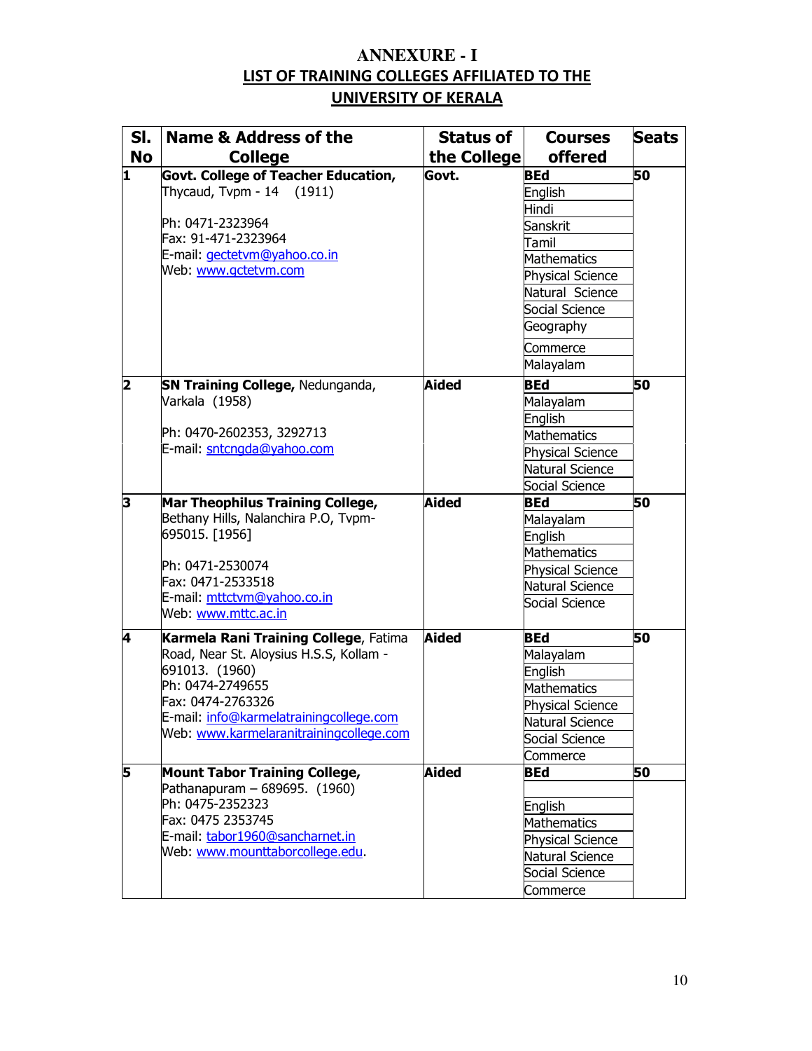# ANNEXURE - I

## LIST OF TRAINING COLLEGES AFFILIATED TO THE UNIVERSITY OF KERALA

| Sl. No | Name & Address of the College | Status of the College | Courses offered | Seats |
|---|---|---|---|---|
| 1 | **Govt. College of Teacher Education,** Thycaud, Tvpm - 14 (1911)<br><br>Ph: 0471-2323964<br>Fax: 91-471-2323964<br>E-mail: gectetvm@yahoo.co.in<br>Web: www.gctetvm.com | **Govt.** | **BEd**<br>English<br>Hindi<br>Sanskrit<br>Tamil<br>Mathematics<br>Physical Science<br>Natural Science<br>Social Science<br>Geography<br>Commerce<br>Malayalam | **50** |
| 2 | **SN Training College,** Nedunganda, Varkala (1958)<br><br>Ph: 0470-2602353, 3292713<br>E-mail: sntcngda@yahoo.com | **Aided** | **BEd**<br>Malayalam<br>English<br>Mathematics<br>Physical Science<br>Natural Science<br>Social Science | **50** |
| 3 | **Mar Theophilus Training College,** Bethany Hills, Nalanchira P.O, Tvpm-695015. [1956]<br><br>Ph: 0471-2530074<br>Fax: 0471-2533518<br>E-mail: mttctvm@yahoo.co.in<br>Web: www.mttc.ac.in | **Aided** | **BEd**<br>Malayalam<br>English<br>Mathematics<br>Physical Science<br>Natural Science<br>Social Science | **50** |
| 4 | **Karmela Rani Training College**, Fatima Road, Near St. Aloysius H.S.S, Kollam - 691013. (1960)<br>Ph: 0474-2749655<br>Fax: 0474-2763326<br>E-mail: info@karmelatrainingcollege.com<br>Web: www.karmelaranitrainingcollege.com | **Aided** | **BEd**<br>Malayalam<br>English<br>Mathematics<br>Physical Science<br>Natural Science<br>Social Science<br>Commerce | **50** |
| 5 | **Mount Tabor Training College,** Pathanapuram – 689695. (1960)<br>Ph: 0475-2352323<br>Fax: 0475 2353745<br>E-mail: tabor1960@sancharnet.in<br>Web: www.mounttaborcollege.edu. | **Aided** | **BEd**<br><br>English<br>Mathematics<br>Physical Science<br>Natural Science<br>Social Science<br>Commerce | **50** |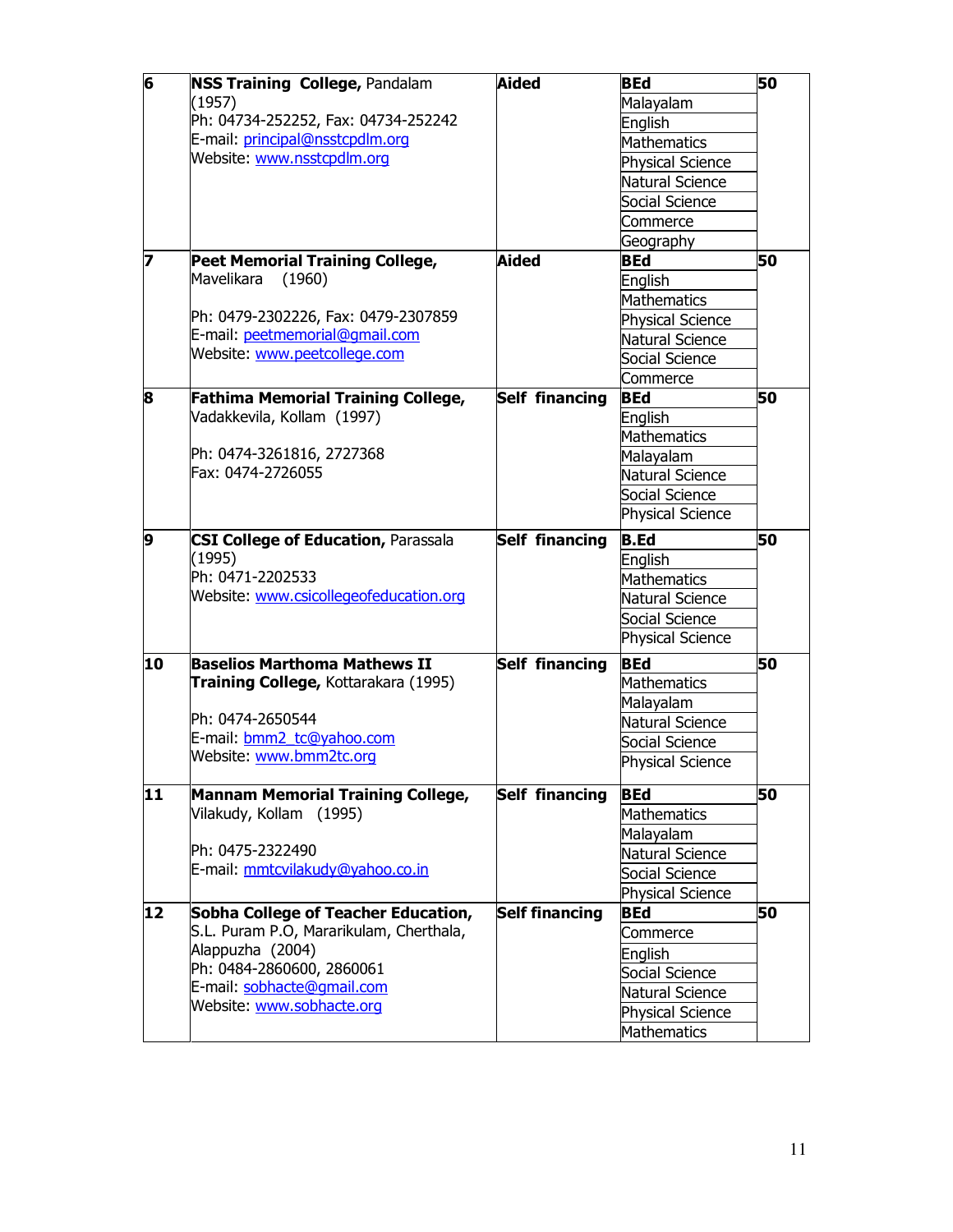| 6 | **NSS Training College,** Pandalam (1957)<br>Ph: 04734-252252, Fax: 04734-252242<br>E-mail: principal@nsstcpdlm.org<br>Website: www.nsstcpdlm.org | **Aided** | **BEd**<br>Malayalam<br>English<br>Mathematics<br>Physical Science<br>Natural Science<br>Social Science<br>Commerce<br>Geography | **50** |
|---|---|---|---|---|
| 7 | **Peet Memorial Training College,** Mavelikara (1960)<br><br>Ph: 0479-2302226, Fax: 0479-2307859<br>E-mail: peetmemorial@gmail.com<br>Website: www.peetcollege.com | **Aided** | **BEd**<br>English<br>Mathematics<br>Physical Science<br>Natural Science<br>Social Science<br>Commerce | **50** |
| 8 | **Fathima Memorial Training College,** Vadakkevila, Kollam (1997)<br><br>Ph: 0474-3261816, 2727368<br>Fax: 0474-2726055 | **Self financing** | **BEd**<br>English<br>Mathematics<br>Malayalam<br>Natural Science<br>Social Science<br>Physical Science | **50** |
| 9 | **CSI College of Education,** Parassala (1995)<br>Ph: 0471-2202533<br>Website: www.csicollegeofeducation.org | **Self financing** | **B.Ed**<br>English<br>Mathematics<br>Natural Science<br>Social Science<br>Physical Science | **50** |
| 10 | **Baselios Marthoma Mathews II Training College,** Kottarakara (1995)<br><br>Ph: 0474-2650544<br>E-mail: bmm2_tc@yahoo.com<br>Website: www.bmm2tc.org | **Self financing** | **BEd**<br>Mathematics<br>Malayalam<br>Natural Science<br>Social Science<br>Physical Science | **50** |
| 11 | **Mannam Memorial Training College,** Vilakudy, Kollam (1995)<br><br>Ph: 0475-2322490<br>E-mail: mmtcvilakudy@yahoo.co.in | **Self financing** | **BEd**<br>Mathematics<br>Malayalam<br>Natural Science<br>Social Science<br>Physical Science | **50** |
| 12 | **Sobha College of Teacher Education,** S.L. Puram P.O, Mararikulam, Cherthala, Alappuzha (2004)<br>Ph: 0484-2860600, 2860061<br>E-mail: sobhacte@gmail.com<br>Website: www.sobhacte.org | **Self financing** | **BEd**<br>Commerce<br>English<br>Social Science<br>Natural Science<br>Physical Science<br>Mathematics | **50** |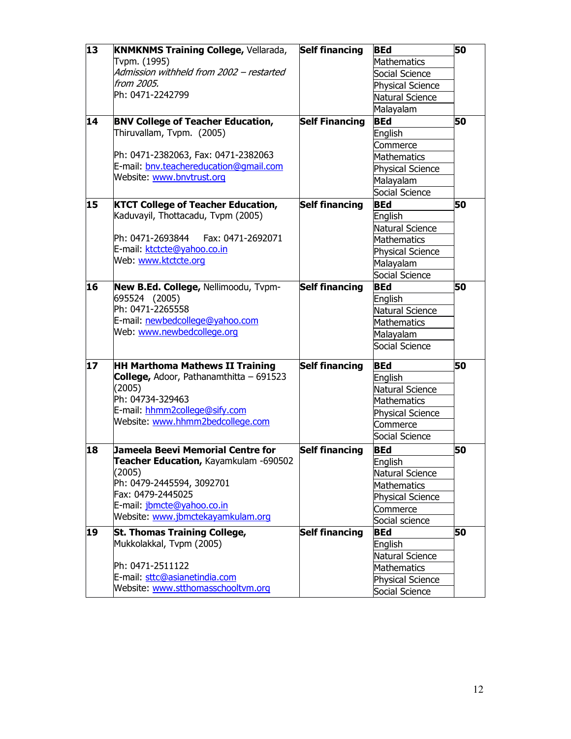| 13 | **KNMKNMS Training College,** Vellarada, Tvpm. (1995)<br>*Admission withheld from 2002 – restarted from 2005.*<br>Ph: 0471-2242799 | **Self financing** | **BEd**<br>Mathematics<br>Social Science<br>Physical Science<br>Natural Science<br>Malayalam | **50** |
|---|---|---|---|---|
| 14 | **BNV College of Teacher Education,** Thiruvallam, Tvpm. (2005)<br><br>Ph: 0471-2382063, Fax: 0471-2382063<br>E-mail: bnv.teachereducation@gmail.com<br>Website: www.bnvtrust.org | **Self Financing** | **BEd**<br>English<br>Commerce<br>Mathematics<br>Physical Science<br>Malayalam<br>Social Science | **50** |
| 15 | **KTCT College of Teacher Education,** Kaduvayil, Thottacadu, Tvpm (2005)<br><br>Ph: 0471-2693844 Fax: 0471-2692071<br>E-mail: ktctcte@yahoo.co.in<br>Web: www.ktctcte.org | **Self financing** | **BEd**<br>English<br>Natural Science<br>Mathematics<br>Physical Science<br>Malayalam<br>Social Science | **50** |
| 16 | **New B.Ed. College,** Nellimoodu, Tvpm-695524 (2005)<br>Ph: 0471-2265558<br>E-mail: newbedcollege@yahoo.com<br>Web: www.newbedcollege.org | **Self financing** | **BEd**<br>English<br>Natural Science<br>Mathematics<br>Malayalam<br>Social Science | **50** |
| 17 | **HH Marthoma Mathews II Training College,** Adoor, Pathanamthitta – 691523 (2005)<br>Ph: 04734-329463<br>E-mail: hhmm2college@sify.com<br>Website: www.hhmm2bedcollege.com | **Self financing** | **BEd**<br>English<br>Natural Science<br>Mathematics<br>Physical Science<br>Commerce<br>Social Science | **50** |
| 18 | **Jameela Beevi Memorial Centre for Teacher Education,** Kayamkulam -690502 (2005)<br>Ph: 0479-2445594, 3092701<br>Fax: 0479-2445025<br>E-mail: jbmcte@yahoo.co.in<br>Website: www.jbmctekayamkulam.org | **Self financing** | **BEd**<br>English<br>Natural Science<br>Mathematics<br>Physical Science<br>Commerce<br>Social science | **50** |
| 19 | **St. Thomas Training College,** Mukkolakkal, Tvpm (2005)<br><br>Ph: 0471-2511122<br>E-mail: sttc@asianetindia.com<br>Website: www.stthomasschooltvm.org | **Self financing** | **BEd**<br>English<br>Natural Science<br>Mathematics<br>Physical Science<br>Social Science | **50** |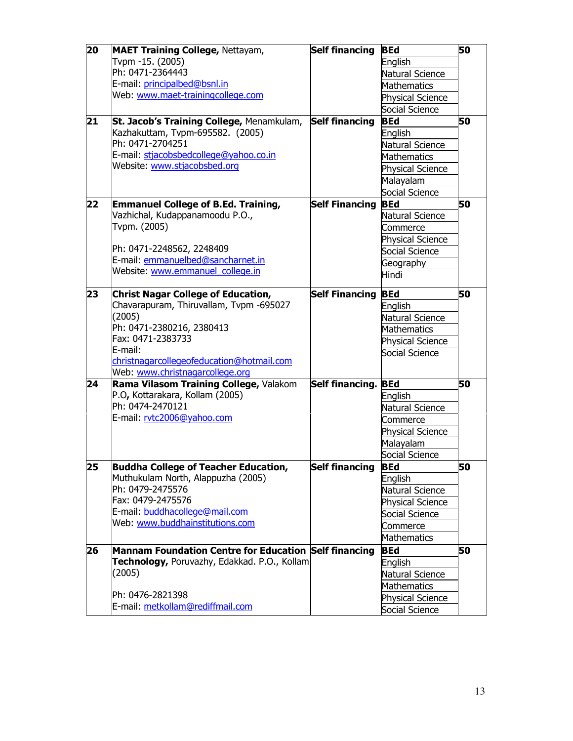| 20 | **MAET Training College,** Nettayam, Tvpm -15. (2005)<br>Ph: 0471-2364443<br>E-mail: principalbed@bsnl.in<br>Web: www.maet-trainingcollege.com | **Self financing** | **BEd**<br>English<br>Natural Science<br>Mathematics<br>Physical Science<br>Social Science | **50** |
|---|---|---|---|---|
| 21 | **St. Jacob's Training College,** Menamkulam, Kazhakuttam, Tvpm-695582. (2005)<br>Ph: 0471-2704251<br>E-mail: stjacobsbedcollege@yahoo.co.in<br>Website: www.stjacobsbed.org | **Self financing** | **BEd**<br>English<br>Natural Science<br>Mathematics<br>Physical Science<br>Malayalam<br>Social Science | **50** |
| 22 | **Emmanuel College of B.Ed. Training,** Vazhichal, Kudappanamoodu P.O., Tvpm. (2005)<br><br>Ph: 0471-2248562, 2248409<br>E-mail: emmanuelbed@sancharnet.in<br>Website: www.emmanuel_college.in | **Self Financing** | **BEd**<br>Natural Science<br>Commerce<br>Physical Science<br>Social Science<br>Geography<br>Hindi | **50** |
| 23 | **Christ Nagar College of Education,** Chavarapuram, Thiruvallam, Tvpm -695027 (2005)<br>Ph: 0471-2380216, 2380413<br>Fax: 0471-2383733<br>E-mail: christnagarcollegeofeducation@hotmail.com<br>Web: www.christnagarcollege.org | **Self Financing** | **BEd**<br>English<br>Natural Science<br>Mathematics<br>Physical Science<br>Social Science | **50** |
| 24 | **Rama Vilasom Training College,** Valakom P.O**,** Kottarakara, Kollam (2005)<br>Ph: 0474-2470121<br>E-mail: rvtc2006@yahoo.com | **Self financing.** | **BEd**<br>English<br>Natural Science<br>Commerce<br>Physical Science<br>Malayalam<br>Social Science | **50** |
| 25 | **Buddha College of Teacher Education,** Muthukulam North, Alappuzha (2005)<br>Ph: 0479-2475576<br>Fax: 0479-2475576<br>E-mail: buddhacollege@mail.com<br>Web: www.buddhainstitutions.com | **Self financing** | **BEd**<br>English<br>Natural Science<br>Physical Science<br>Social Science<br>Commerce<br>Mathematics | **50** |
| 26 | **Mannam Foundation Centre for Education Technology,** Poruvazhy, Edakkad. P.O., Kollam (2005)<br><br>Ph: 0476-2821398<br>E-mail: metkollam@rediffmail.com | **Self financing** | **BEd**<br>English<br>Natural Science<br>Mathematics<br>Physical Science<br>Social Science | **50** |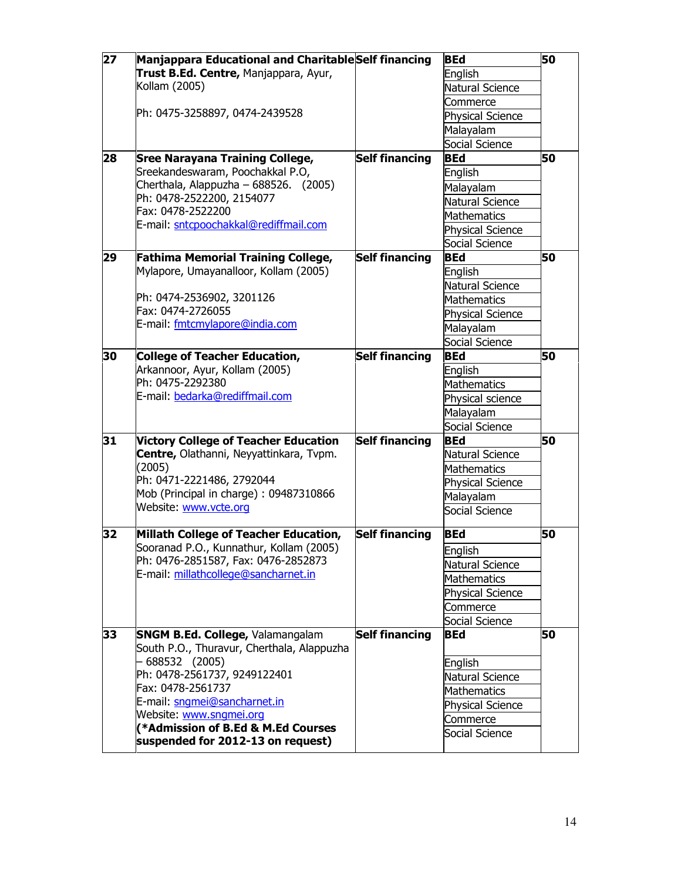| | | | | |
|---|---|---|---|---|
| 27 | **Manjappara Educational and Charitable Trust B.Ed. Centre,** Manjappara, Ayur, Kollam (2005)<br><br>Ph: 0475-3258897, 0474-2439528 | **Self financing** | **BEd**<br>English<br>Natural Science<br>Commerce<br>Physical Science<br>Malayalam<br>Social Science | **50** |
| 28 | **Sree Narayana Training College,** Sreekandeswaram, Poochakkal P.O, Cherthala, Alappuzha – 688526. (2005)<br>Ph: 0478-2522200, 2154077<br>Fax: 0478-2522200<br>E-mail: sntcpoochakkal@rediffmail.com | **Self financing** | **BEd**<br>English<br>Malayalam<br>Natural Science<br>Mathematics<br>Physical Science<br>Social Science | **50** |
| 29 | **Fathima Memorial Training College,** Mylapore, Umayanalloor, Kollam (2005)<br><br>Ph: 0474-2536902, 3201126<br>Fax: 0474-2726055<br>E-mail: fmtcmylapore@india.com | **Self financing** | **BEd**<br>English<br>Natural Science<br>Mathematics<br>Physical Science<br>Malayalam<br>Social Science | **50** |
| 30 | **College of Teacher Education,** Arkannoor, Ayur, Kollam (2005)<br>Ph: 0475-2292380<br>E-mail: bedarka@rediffmail.com | **Self financing** | **BEd**<br>English<br>Mathematics<br>Physical science<br>Malayalam<br>Social Science | **50** |
| 31 | **Victory College of Teacher Education Centre,** Olathanni, Neyyattinkara, Tvpm. (2005)<br>Ph: 0471-2221486, 2792044<br>Mob (Principal in charge) : 09487310866<br>Website: www.vcte.org | **Self financing** | **BEd**<br>Natural Science<br>Mathematics<br>Physical Science<br>Malayalam<br>Social Science | **50** |
| 32 | **Millath College of Teacher Education,** Sooranad P.O., Kunnathur, Kollam (2005)<br>Ph: 0476-2851587, Fax: 0476-2852873<br>E-mail: millathcollege@sancharnet.in | **Self financing** | **BEd**<br>English<br>Natural Science<br>Mathematics<br>Physical Science<br>Commerce<br>Social Science | **50** |
| 33 | **SNGM B.Ed. College,** Valamangalam South P.O., Thuravur, Cherthala, Alappuzha – 688532 (2005)<br>Ph: 0478-2561737, 9249122401<br>Fax: 0478-2561737<br>E-mail: sngmei@sancharnet.in<br>Website: www.sngmei.org<br>**(*Admission of B.Ed & M.Ed Courses suspended for 2012-13 on request)** | **Self financing** | **BEd**<br>English<br>Natural Science<br>Mathematics<br>Physical Science<br>Commerce<br>Social Science | **50** |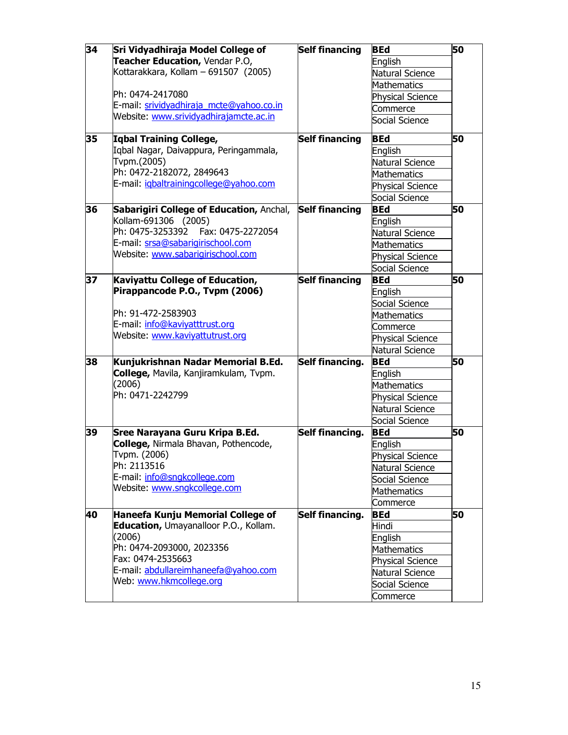| | | | | |
|---|---|---|---|---|
| **34** | **Sri Vidyadhiraja Model College of Teacher Education,** Vendar P.O, Kottarakkara, Kollam – 691507 (2005)<br><br>Ph: 0474-2417080<br>E-mail: srividyadhiraja_mcte@yahoo.co.in<br>Website: www.srividyadhirajamcte.ac.in | **Self financing** | **BEd**<br>English<br>Natural Science<br>Mathematics<br>Physical Science<br>Commerce<br>Social Science | **50** |
| **35** | **Iqbal Training College,**<br>Iqbal Nagar, Daivappura, Peringammala, Tvpm.(2005)<br>Ph: 0472-2182072, 2849643<br>E-mail: iqbaltrainingcollege@yahoo.com | **Self financing** | **BEd**<br>English<br>Natural Science<br>Mathematics<br>Physical Science<br>Social Science | **50** |
| **36** | **Sabarigiri College of Education,** Anchal, Kollam-691306 (2005)<br>Ph: 0475-3253392 Fax: 0475-2272054<br>E-mail: srsa@sabarigirischool.com<br>Website: www.sabarigirischool.com | **Self financing** | **BEd**<br>English<br>Natural Science<br>Mathematics<br>Physical Science<br>Social Science | **50** |
| **37** | **Kaviyattu College of Education, Pirappancode P.O., Tvpm (2006)**<br><br>Ph: 91-472-2583903<br>E-mail: info@kaviyatttrust.org<br>Website: www.kaviyattutrust.org | **Self financing** | **BEd**<br>English<br>Social Science<br>Mathematics<br>Commerce<br>Physical Science<br>Natural Science | **50** |
| **38** | **Kunjukrishnan Nadar Memorial B.Ed. College,** Mavila, Kanjiramkulam, Tvpm. (2006)<br>Ph: 0471-2242799 | **Self financing.** | **BEd**<br>English<br>Mathematics<br>Physical Science<br>Natural Science<br>Social Science | **50** |
| **39** | **Sree Narayana Guru Kripa B.Ed. College,** Nirmala Bhavan, Pothencode, Tvpm. (2006)<br>Ph: 2113516<br>E-mail: info@sngkcollege.com<br>Website: www.sngkcollege.com | **Self financing.** | **BEd**<br>English<br>Physical Science<br>Natural Science<br>Social Science<br>Mathematics<br>Commerce | **50** |
| **40** | **Haneefa Kunju Memorial College of Education,** Umayanalloor P.O., Kollam. (2006)<br>Ph: 0474-2093000, 2023356<br>Fax: 0474-2535663<br>E-mail: abdullareimhaneefa@yahoo.com<br>Web: www.hkmcollege.org | **Self financing.** | **BEd**<br>Hindi<br>English<br>Mathematics<br>Physical Science<br>Natural Science<br>Social Science<br>Commerce | **50** |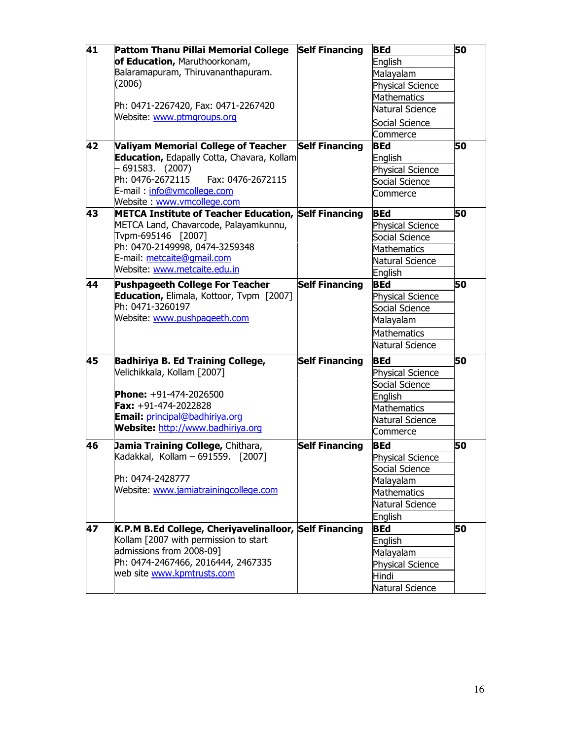| 41 | **Pattom Thanu Pillai Memorial College of Education,** Maruthoorkonam, Balaramapuram, Thiruvananthapuram. (2006)<br><br>Ph: 0471-2267420, Fax: 0471-2267420<br>Website: www.ptmgroups.org | **Self Financing** | **BEd**<br>English<br>Malayalam<br>Physical Science<br>Mathematics<br>Natural Science<br>Social Science<br>Commerce | **50** |
|---|---|---|---|---|
| 42 | **Valiyam Memorial College of Teacher Education,** Edapally Cotta, Chavara, Kollam – 691583. (2007)<br>Ph: 0476-2672115 Fax: 0476-2672115<br>E-mail : info@vmcollege.com<br>Website : www.vmcollege.com | **Self Financing** | **BEd**<br>English<br>Physical Science<br>Social Science<br>Commerce | **50** |
| 43 | **METCA Institute of Teacher Education,** METCA Land, Chavarcode, Palayamkunnu, Tvpm-695146 [2007]<br>Ph: 0470-2149998, 0474-3259348<br>E-mail: metcaite@gmail.com<br>Website: www.metcaite.edu.in | **Self Financing** | **BEd**<br>Physical Science<br>Social Science<br>Mathematics<br>Natural Science<br>English | **50** |
| 44 | **Pushpageeth College For Teacher Education,** Elimala, Kottoor, Tvpm [2007]<br>Ph: 0471-3260197<br>Website: www.pushpageeth.com | **Self Financing** | **BEd**<br>Physical Science<br>Social Science<br>Malayalam<br>Mathematics<br>Natural Science | **50** |
| 45 | **Badhiriya B. Ed Training College,** Velichikkala, Kollam [2007]<br><br>**Phone:** +91-474-2026500<br>**Fax:** +91-474-2022828<br>**Email:** principal@badhiriya.org<br>**Website:** http://www.badhiriya.org | **Self Financing** | **BEd**<br>Physical Science<br>Social Science<br>English<br>Mathematics<br>Natural Science<br>Commerce | **50** |
| 46 | **Jamia Training College,** Chithara, Kadakkal, Kollam – 691559. [2007]<br><br>Ph: 0474-2428777<br>Website: www.jamiatrainingcollege.com | **Self Financing** | **BEd**<br>Physical Science<br>Social Science<br>Malayalam<br>Mathematics<br>Natural Science<br>English | **50** |
| 47 | **K.P.M B.Ed College, Cheriyavelinalloor,** Kollam [2007 with permission to start admissions from 2008-09]<br>Ph: 0474-2467466, 2016444, 2467335<br>web site www.kpmtrusts.com | **Self Financing** | **BEd**<br>English<br>Malayalam<br>Physical Science<br>Hindi<br>Natural Science | **50** |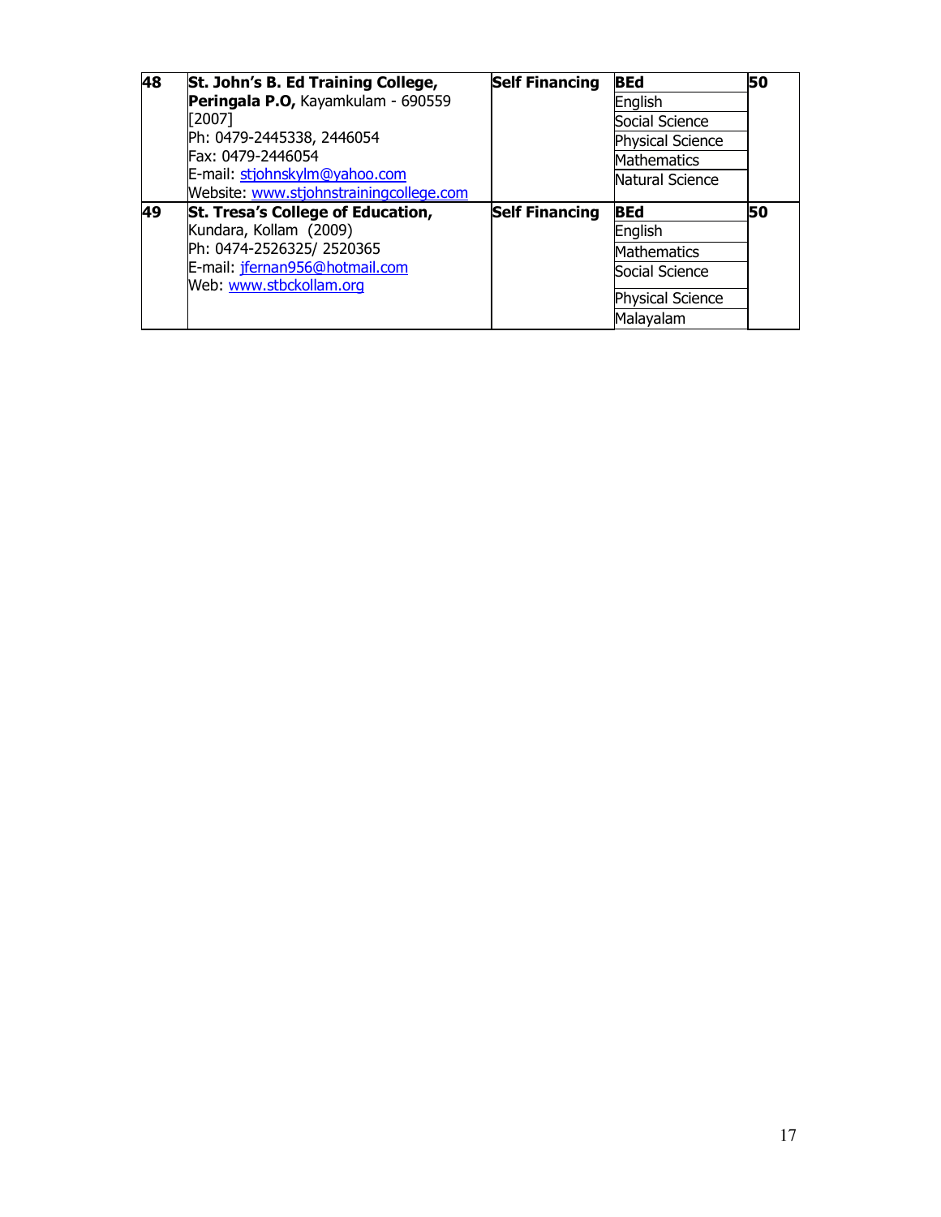| 48 | **St. John's B. Ed Training College, Peringala P.O,** Kayamkulam - 690559 [2007]<br>Ph: 0479-2445338, 2446054<br>Fax: 0479-2446054<br>E-mail: stjohnskylm@yahoo.com<br>Website: www.stjohnstrainingcollege.com | **Self Financing** | **BEd**<br>English<br>Social Science<br>Physical Science<br>Mathematics<br>Natural Science | **50** |
|---|---|---|---|---|
| **49** | **St. Tresa's College of Education,** Kundara, Kollam (2009)<br>Ph: 0474-2526325/ 2520365<br>E-mail: jfernan956@hotmail.com<br>Web: www.stbckollam.org | **Self Financing** | **BEd**<br>English<br>Mathematics<br>Social Science<br>Physical Science<br>Malayalam | **50** |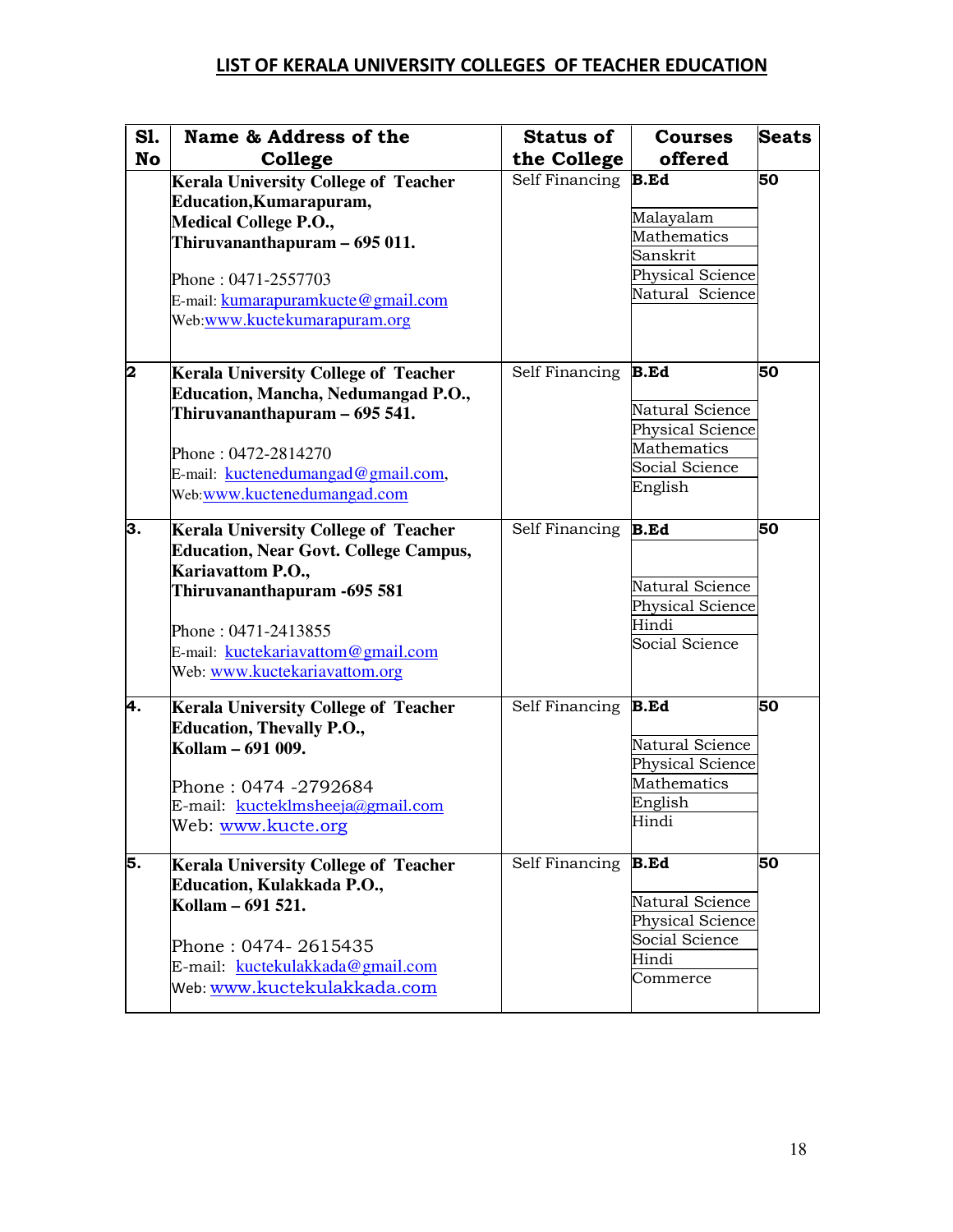# LIST OF KERALA UNIVERSITY COLLEGES OF TEACHER EDUCATION

| Sl. No | Name & Address of the College | Status of the College | Courses offered | Seats |
|---|---|---|---|---|
| | **Kerala University College of Teacher Education,Kumarapuram, Medical College P.O., Thiruvananthapuram – 695 011.**<br><br>Phone : 0471-2557703<br>E-mail: kumarapuramkucte@gmail.com<br>Web:www.kuctekumarapuram.org | Self Financing | **B.Ed**<br><br>Malayalam<br>Mathematics<br>Sanskrit<br>Physical Science<br>Natural Science | **50** |
| **2** | **Kerala University College of Teacher Education, Mancha, Nedumangad P.O., Thiruvananthapuram – 695 541.**<br><br>Phone : 0472-2814270<br>E-mail: kuctenedumangad@gmail.com,<br>Web:www.kuctenedumangad.com | Self Financing | **B.Ed**<br><br>Natural Science<br>Physical Science<br>Mathematics<br>Social Science<br>English | **50** |
| **3.** | **Kerala University College of Teacher Education, Near Govt. College Campus, Kariavattom P.O., Thiruvananthapuram -695 581**<br><br>Phone : 0471-2413855<br>E-mail: kuctekariavattom@gmail.com<br>Web: www.kuctekariavattom.org | Self Financing | **B.Ed**<br><br>Natural Science<br>Physical Science<br>Hindi<br>Social Science | **50** |
| **4.** | **Kerala University College of Teacher Education, Thevally P.O., Kollam – 691 009.**<br><br>Phone : 0474 -2792684<br>E-mail: kucteklmsheeja@gmail.com<br>Web: www.kucte.org | Self Financing | **B.Ed**<br><br>Natural Science<br>Physical Science<br>Mathematics<br>English<br>Hindi | **50** |
| **5.** | **Kerala University College of Teacher Education, Kulakkada P.O., Kollam – 691 521.**<br><br>Phone : 0474- 2615435<br>E-mail: kuctekulakkada@gmail.com<br>Web: www.kuctekulakkada.com | Self Financing | **B.Ed**<br><br>Natural Science<br>Physical Science<br>Social Science<br>Hindi<br>Commerce | **50** |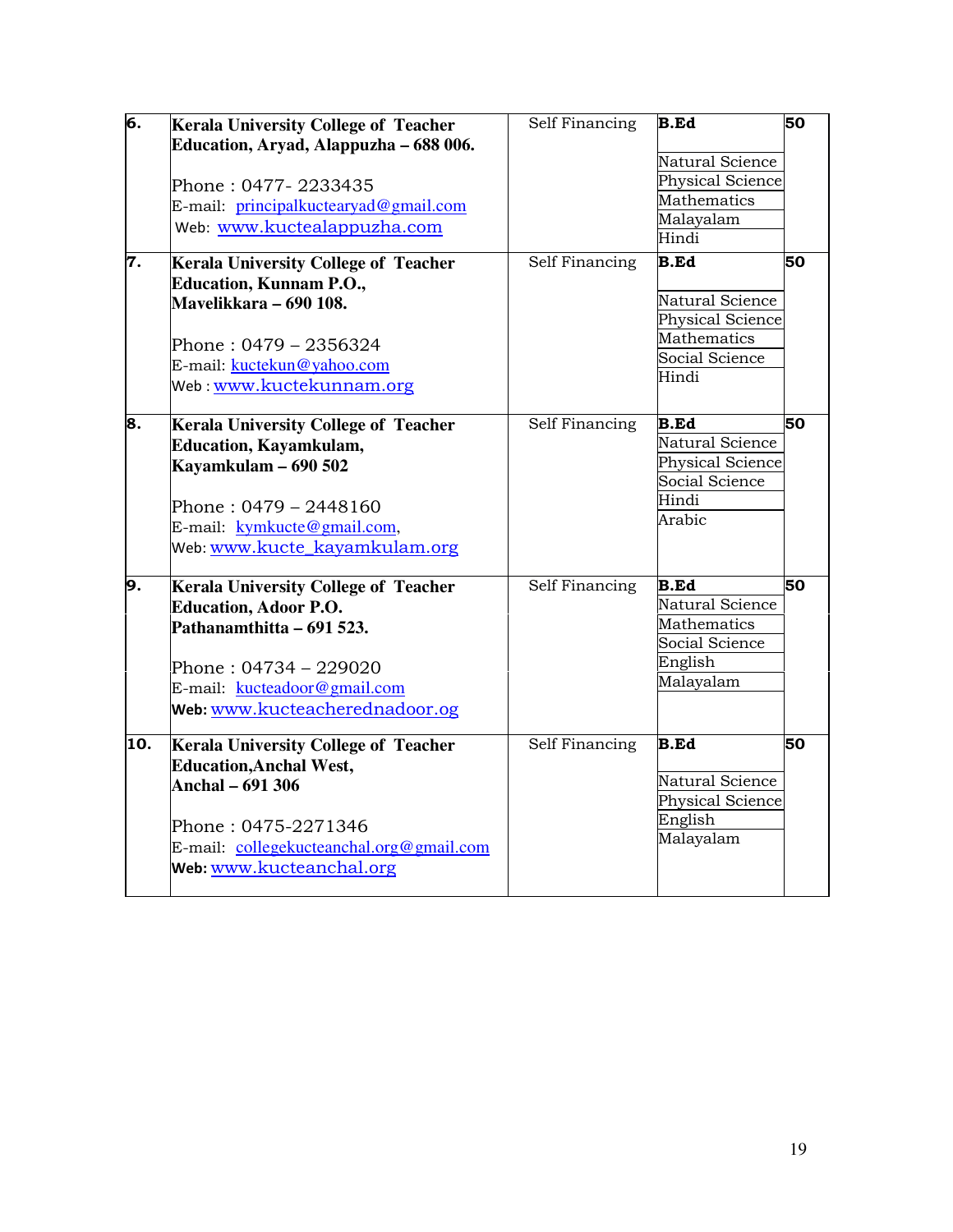| 6. | **Kerala University College of Teacher Education, Aryad, Alappuzha – 688 006.**<br><br>Phone : 0477- 2233435<br>E-mail: principalkuctearyad@gmail.com<br>Web: www.kuctealappuzha.com | Self Financing | **B.Ed**<br><br>Natural Science<br>Physical Science<br>Mathematics<br>Malayalam<br>Hindi | **50** |
|---|---|---|---|---|
| 7. | **Kerala University College of Teacher Education, Kunnam P.O., Mavelikkara – 690 108.**<br><br>Phone : 0479 – 2356324<br>E-mail: kuctekun@yahoo.com<br>Web : www.kuctekunnam.org | Self Financing | **B.Ed**<br><br>Natural Science<br>Physical Science<br>Mathematics<br>Social Science<br>Hindi | **50** |
| 8. | **Kerala University College of Teacher Education, Kayamkulam, Kayamkulam – 690 502**<br><br>Phone : 0479 – 2448160<br>E-mail: kymkucte@gmail.com,<br>Web: www.kucte_kayamkulam.org | Self Financing | **B.Ed**<br>Natural Science<br>Physical Science<br>Social Science<br>Hindi<br>Arabic | **50** |
| 9. | **Kerala University College of Teacher Education, Adoor P.O. Pathanamthitta – 691 523.**<br><br>Phone : 04734 – 229020<br>E-mail: kucteadoor@gmail.com<br>**Web:** www.kucteachered nadoor.og | Self Financing | **B.Ed**<br>Natural Science<br>Mathematics<br>Social Science<br>English<br>Malayalam | **50** |
| 10. | **Kerala University College of Teacher Education,Anchal West, Anchal – 691 306**<br><br>Phone : 0475-2271346<br>E-mail: collegekucteanchal.org@gmail.com<br>**Web:** www.kucteanchal.org | Self Financing | **B.Ed**<br><br>Natural Science<br>Physical Science<br>English<br>Malayalam | **50** |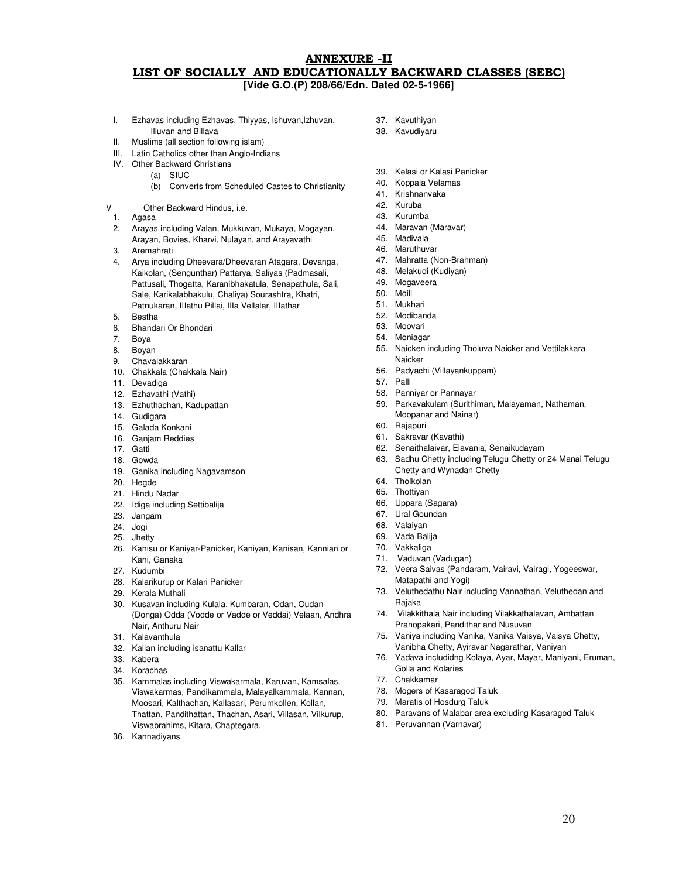## ANNEXURE -II
## LIST OF SOCIALLY AND EDUCATIONALLY BACKWARD CLASSES (SEBC)
**[Vide G.O.(P) 208/66/Edn. Dated 02-5-1966]**

I. Ezhavas including Ezhavas, Thiyyas, Ishuvan,Izhuvan, Illuvan and Billava

II. Muslims (all section following islam)

III. Latin Catholics other than Anglo-Indians

IV. Other Backward Christians

   (a) SIUC

   (b) Converts from Scheduled Castes to Christianity

V Other Backward Hindus, i.e.

1. Agasa
2. Arayas including Valan, Mukkuvan, Mukaya, Mogayan, Arayan, Bovies, Kharvi, Nulayan, and Arayavathi
3. Aremahrati
4. Arya including Dheevara/Dheevaran Atagara, Devanga, Kaikolan, (Sengunthar) Pattarya, Saliyas (Padmasali, Pattusali, Thogatta, Karanibhakatula, Senapathula, Sali, Sale, Karikalabhakulu, Chaliya) Sourashtra, Khatri, Patnukaran, IIlathu Pillai, IIla Vellalar, IIlathar
5. Bestha
6. Bhandari Or Bhondari
7. Boya
8. Boyan
9. Chavalakkaran
10. Chakkala (Chakkala Nair)
11. Devadiga
12. Ezhavathi (Vathi)
13. Ezhuthachan, Kadupattan
14. Gudigara
15. Galada Konkani
16. Ganjam Reddies
17. Gatti
18. Gowda
19. Ganika including Nagavamson
20. Hegde
21. Hindu Nadar
22. Idiga including Settibalija
23. Jangam
24. Jogi
25. Jhetty
26. Kanisu or Kaniyar-Panicker, Kaniyan, Kanisan, Kannian or Kani, Ganaka
27. Kudumbi
28. Kalarikurup or Kalari Panicker
29. Kerala Muthali
30. Kusavan including Kulala, Kumbaran, Odan, Oudan (Donga) Odda (Vodde or Vadde or Veddai) Velaan, Andhra Nair, Anthuru Nair
31. Kalavanthula
32. Kallan including isanattu Kallar
33. Kabera
34. Korachas
35. Kammalas including Viswakarmala, Karuvan, Kamsalas, Viswakarmas, Pandikammala, Malayalkammala, Kannan, Moosari, Kalthachan, Kallasari, Perumkollen, Kollan, Thattan, Pandithattan, Thachan, Asari, Villasan, Vilkurup, Viswabrahims, Kitara, Chaptegara.
36. Kannadiyans
37. Kavuthiyan
38. Kavudiyaru
39. Kelasi or Kalasi Panicker
40. Koppala Velamas
41. Krishnanvaka
42. Kuruba
43. Kurumba
44. Maravan (Maravar)
45. Madivala
46. Maruthuvar
47. Mahratta (Non-Brahman)
48. Melakudi (Kudiyan)
49. Mogaveera
50. Moili
51. Mukhari
52. Modibanda
53. Moovari
54. Moniagar
55. Naicken including Tholuva Naicker and Vettilakkara Naicker
56. Padyachi (Villayankuppam)
57. Palli
58. Panniyar or Pannayar
59. Parkavakulam (Surithiman, Malayaman, Nathaman, Moopanar and Nainar)
60. Rajapuri
61. Sakravar (Kavathi)
62. Senaithalaivar, Elavania, Senaikudayam
63. Sadhu Chetty including Telugu Chetty or 24 Manai Telugu Chetty and Wynadan Chetty
64. Tholkolan
65. Thottiyan
66. Uppara (Sagara)
67. Ural Goundan
68. Valaiyan
69. Vada Balija
70. Vakkaliga
71. Vaduvan (Vadugan)
72. Veera Saivas (Pandaram, Vairavi, Vairagi, Yogeeswar, Matapathi and Yogi)
73. Veluthedathu Nair including Vannathan, Veluthedan and Rajaka
74. Vilakkithala Nair including Vilakkathalavan, Ambattan Pranopakari, Pandithar and Nusuvan
75. Vaniya including Vanika, Vanika Vaisya, Vaisya Chetty, Vanibha Chetty, Ayiravar Nagarathar, Vaniyan
76. Yadava includidng Kolaya, Ayar, Mayar, Maniyani, Eruman, Golla and Kolaries
77. Chakkamar
78. Mogers of Kasaragod Taluk
79. Maratis of Hosdurg Taluk
80. Paravans of Malabar area excluding Kasaragod Taluk
81. Peruvannan (Varnavar)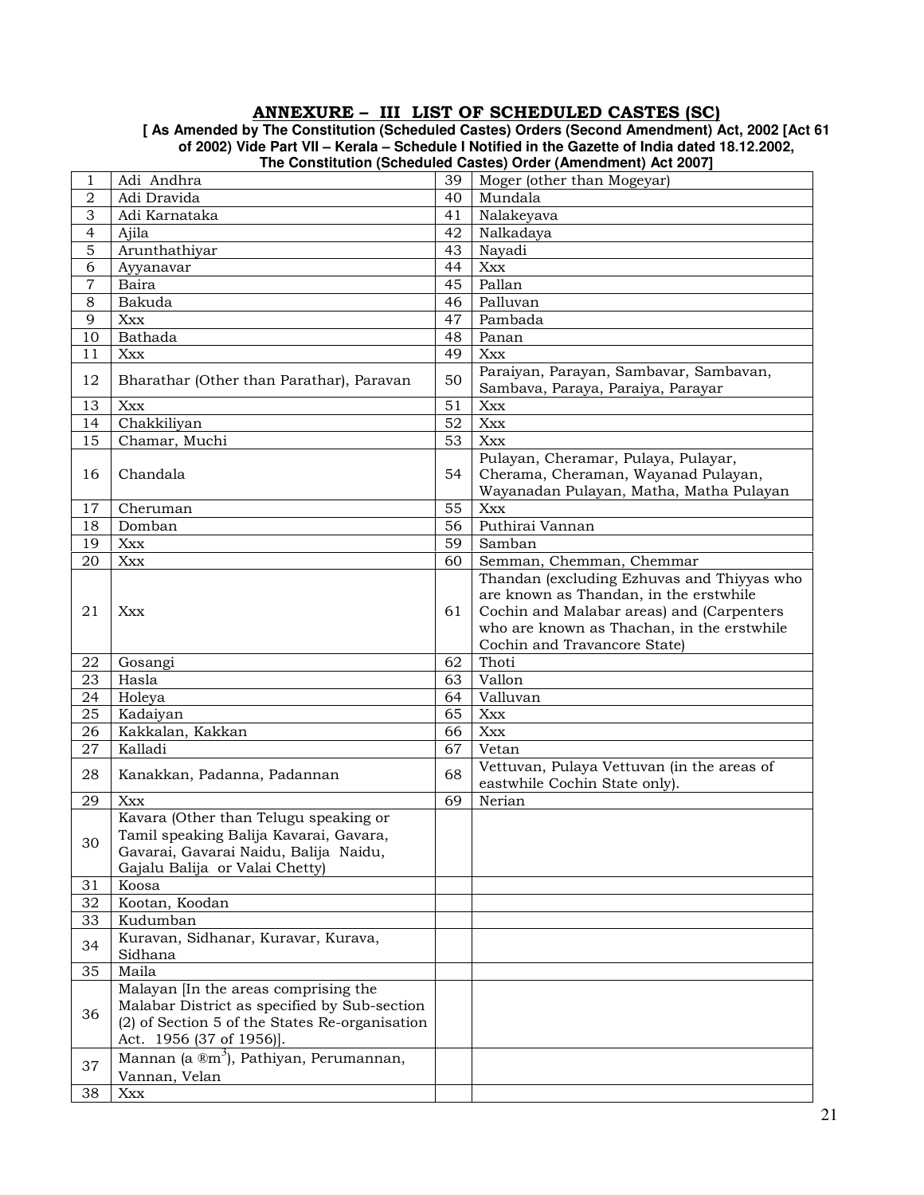## ANNEXURE – III LIST OF SCHEDULED CASTES (SC)

**[ As Amended by The Constitution (Scheduled Castes) Orders (Second Amendment) Act, 2002 [Act 61 of 2002) Vide Part VII – Kerala – Schedule I Notified in the Gazette of India dated 18.12.2002, The Constitution (Scheduled Castes) Order (Amendment) Act 2007]**

| | | | |
|---|---|---|---|
| 1 | Adi Andhra | 39 | Moger (other than Mogeyar) |
| 2 | Adi Dravida | 40 | Mundala |
| 3 | Adi Karnataka | 41 | Nalakeyava |
| 4 | Ajila | 42 | Nalkadaya |
| 5 | Arunthathiyar | 43 | Nayadi |
| 6 | Ayyanavar | 44 | Xxx |
| 7 | Baira | 45 | Pallan |
| 8 | Bakuda | 46 | Palluvan |
| 9 | Xxx | 47 | Pambada |
| 10 | Bathada | 48 | Panan |
| 11 | Xxx | 49 | Xxx |
| 12 | Bharathar (Other than Parathar), Paravan | 50 | Paraiyan, Parayan, Sambavar, Sambavan, Sambava, Paraya, Paraiya, Parayar |
| 13 | Xxx | 51 | Xxx |
| 14 | Chakkiliyan | 52 | Xxx |
| 15 | Chamar, Muchi | 53 | Xxx |
| 16 | Chandala | 54 | Pulayan, Cheramar, Pulaya, Pulayar, Cherama, Cheraman, Wayanad Pulayan, Wayanadan Pulayan, Matha, Matha Pulayan |
| 17 | Cheruman | 55 | Xxx |
| 18 | Domban | 56 | Puthirai Vannan |
| 19 | Xxx | 59 | Samban |
| 20 | Xxx | 60 | Semman, Chemman, Chemmar |
| 21 | Xxx | 61 | Thandan (excluding Ezhuvas and Thiyyas who are known as Thandan, in the erstwhile Cochin and Malabar areas) and (Carpenters who are known as Thachan, in the erstwhile Cochin and Travancore State) |
| 22 | Gosangi | 62 | Thoti |
| 23 | Hasla | 63 | Vallon |
| 24 | Holeya | 64 | Valluvan |
| 25 | Kadaiyan | 65 | Xxx |
| 26 | Kakkalan, Kakkan | 66 | Xxx |
| 27 | Kalladi | 67 | Vetan |
| 28 | Kanakkan, Padanna, Padannan | 68 | Vettuvan, Pulaya Vettuvan (in the areas of eastwhile Cochin State only). |
| 29 | Xxx | 69 | Nerian |
| 30 | Kavara (Other than Telugu speaking or Tamil speaking Balija Kavarai, Gavara, Gavarai, Gavarai Naidu, Balija Naidu, Gajalu Balija or Valai Chetty) | | |
| 31 | Koosa | | |
| 32 | Kootan, Koodan | | |
| 33 | Kudumban | | |
| 34 | Kuravan, Sidhanar, Kuravar, Kurava, Sidhana | | |
| 35 | Maila | | |
| 36 | Malayan [In the areas comprising the Malabar District as specified by Sub-section (2) of Section 5 of the States Re-organisation Act. 1956 (37 of 1956)]. | | |
| 37 | Mannan (a ®m[3]), Pathiyan, Perumannan, Vannan, Velan | | |
| 38 | Xxx | | |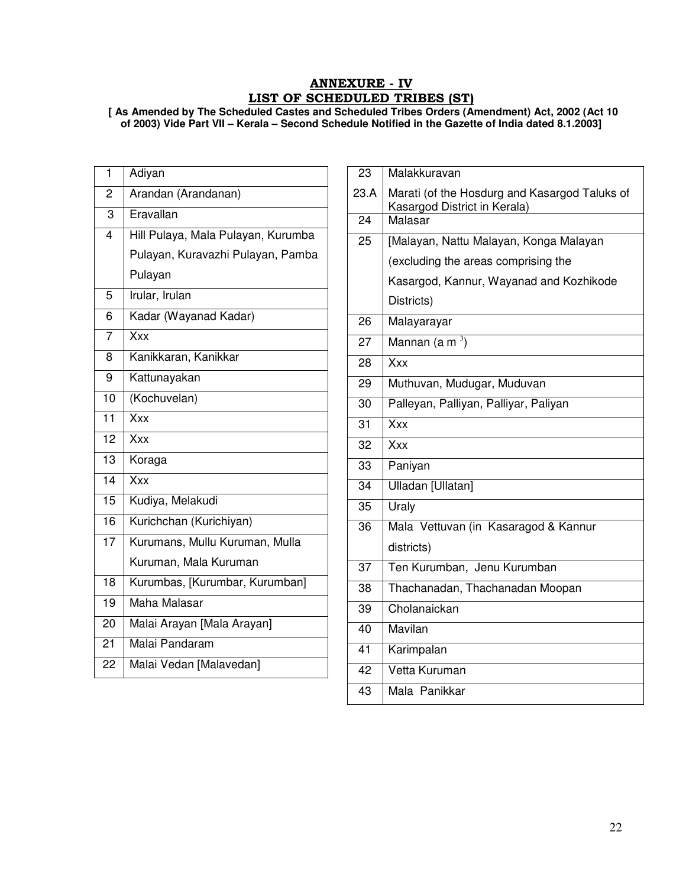# ANNEXURE - IV
## LIST OF SCHEDULED TRIBES (ST)

**[ As Amended by The Scheduled Castes and Scheduled Tribes Orders (Amendment) Act, 2002 (Act 10 of 2003) Vide Part VII – Kerala – Second Schedule Notified in the Gazette of India dated 8.1.2003]**

| | |
|---|---|
| 1 | Adiyan |
| 2 | Arandan (Arandanan) |
| 3 | Eravallan |
| 4 | Hill Pulaya, Mala Pulayan, Kurumba Pulayan, Kuravazhi Pulayan, Pamba Pulayan |
| 5 | Irular, Irulan |
| 6 | Kadar (Wayanad Kadar) |
| 7 | Xxx |
| 8 | Kanikkaran, Kanikkar |
| 9 | Kattunayakan |
| 10 | (Kochuvelan) |
| 11 | Xxx |
| 12 | Xxx |
| 13 | Koraga |
| 14 | Xxx |
| 15 | Kudiya, Melakudi |
| 16 | Kurichchan (Kurichiyan) |
| 17 | Kurumans, Mullu Kuruman, Mulla Kuruman, Mala Kuruman |
| 18 | Kurumbas, [Kurumbar, Kurumban] |
| 19 | Maha Malasar |
| 20 | Malai Arayan [Mala Arayan] |
| 21 | Malai Pandaram |
| 22 | Malai Vedan [Malavedan] |
| 23 | Malakkuravan |
| 23.A | Marati (of the Hosdurg and Kasargod Taluks of Kasargod District in Kerala) |
| 24 | Malasar |
| 25 | [Malayan, Nattu Malayan, Konga Malayan (excluding the areas comprising the Kasargod, Kannur, Wayanad and Kozhikode Districts) |
| 26 | Malayarayar |
| 27 | Mannan (a m [3]) |
| 28 | Xxx |
| 29 | Muthuvan, Mudugar, Muduvan |
| 30 | Palleyan, Palliyan, Palliyar, Paliyan |
| 31 | Xxx |
| 32 | Xxx |
| 33 | Paniyan |
| 34 | Ulladan [Ullatan] |
| 35 | Uraly |
| 36 | Mala Vettuvan (in Kasaragod & Kannur districts) |
| 37 | Ten Kurumban, Jenu Kurumban |
| 38 | Thachanadan, Thachanadan Moopan |
| 39 | Cholanaickan |
| 40 | Mavilan |
| 41 | Karimpalan |
| 42 | Vetta Kuruman |
| 43 | Mala Panikkar |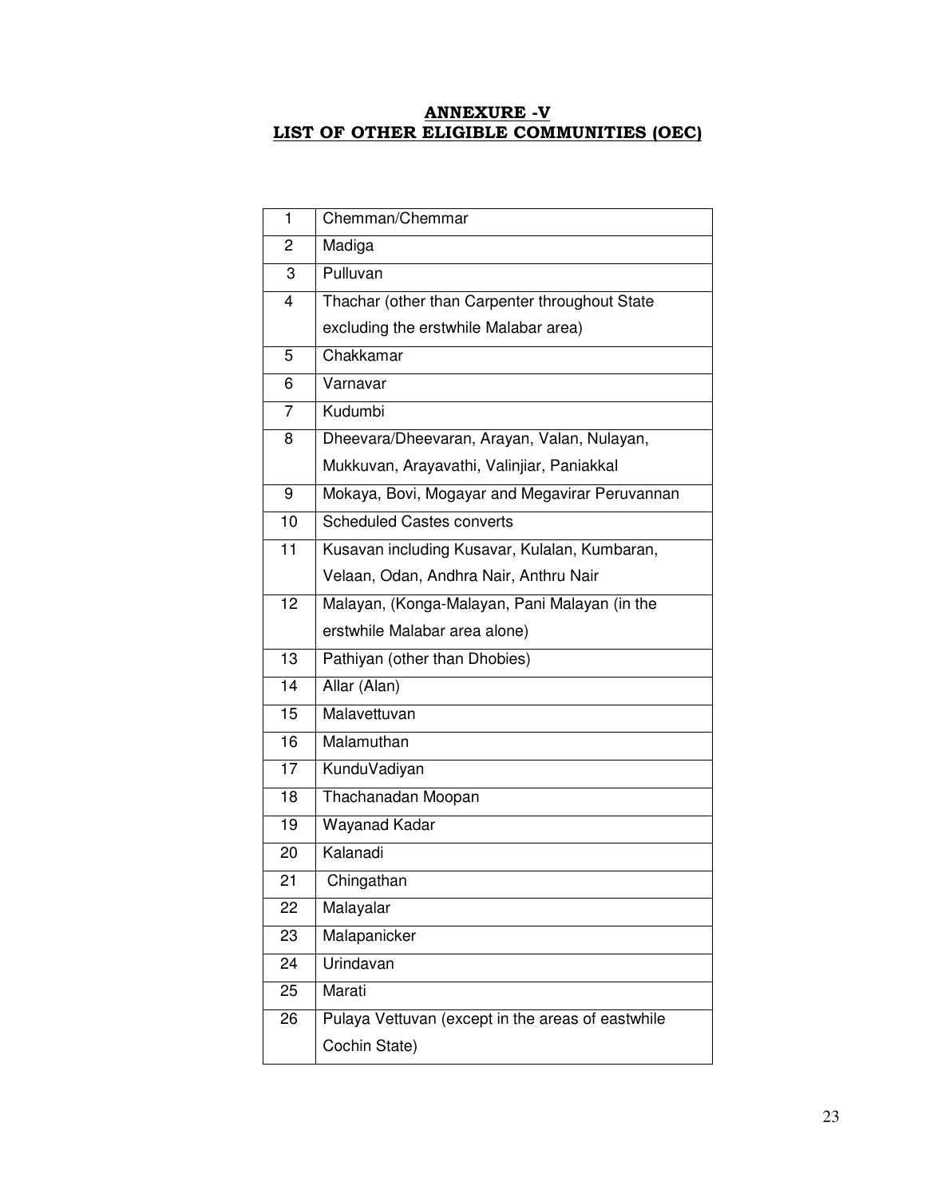# ANNEXURE -V

## LIST OF OTHER ELIGIBLE COMMUNITIES (OEC)

| | |
|---|---|
| 1 | Chemman/Chemmar |
| 2 | Madiga |
| 3 | Pulluvan |
| 4 | Thachar (other than Carpenter throughout State excluding the erstwhile Malabar area) |
| 5 | Chakkamar |
| 6 | Varnavar |
| 7 | Kudumbi |
| 8 | Dheevara/Dheevaran, Arayan, Valan, Nulayan, Mukkuvan, Arayavathi, Valinjiar, Paniakkal |
| 9 | Mokaya, Bovi, Mogayar and Megavirar Peruvannan |
| 10 | Scheduled Castes converts |
| 11 | Kusavan including Kusavar, Kulalan, Kumbaran, Velaan, Odan, Andhra Nair, Anthru Nair |
| 12 | Malayan, (Konga-Malayan, Pani Malayan (in the erstwhile Malabar area alone) |
| 13 | Pathiyan (other than Dhobies) |
| 14 | Allar (Alan) |
| 15 | Malavettuvan |
| 16 | Malamuthan |
| 17 | KunduVadiyan |
| 18 | Thachanadan Moopan |
| 19 | Wayanad Kadar |
| 20 | Kalanadi |
| 21 | Chingathan |
| 22 | Malayalar |
| 23 | Malapanicker |
| 24 | Urindavan |
| 25 | Marati |
| 26 | Pulaya Vettuvan (except in the areas of eastwhile Cochin State) |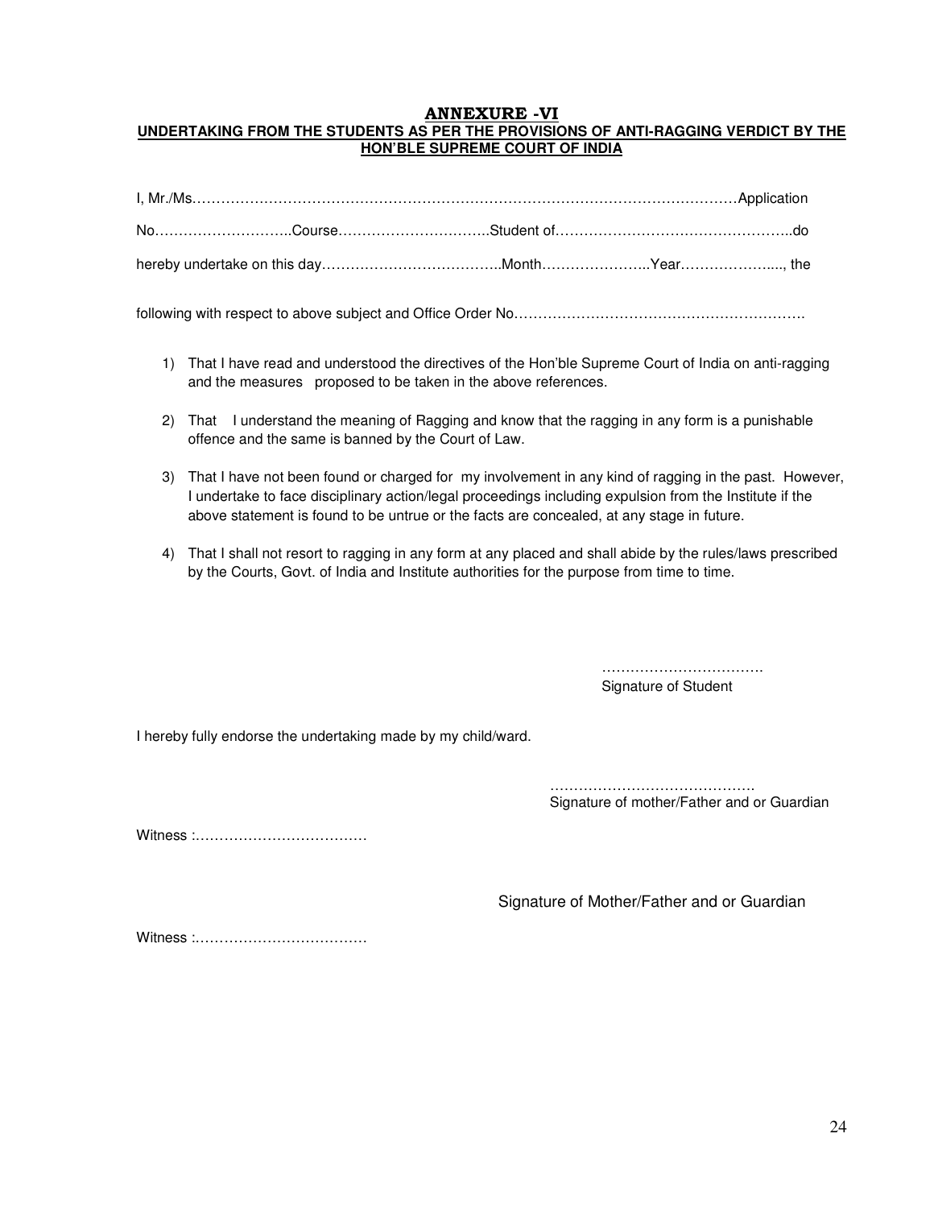# ANNEXURE -VI

**UNDERTAKING FROM THE STUDENTS AS PER THE PROVISIONS OF ANTI-RAGGING VERDICT BY THE HON'BLE SUPREME COURT OF INDIA**

I, Mr./Ms……………………………………………………………………………………………………Application

No………………………..Course…………………………..Student of…………………………………………..do

hereby undertake on this day………………………………..Month…………………..Year………………...., the

following with respect to above subject and Office Order No…………………………………………………….

1) That I have read and understood the directives of the Hon'ble Supreme Court of India on anti-ragging and the measures proposed to be taken in the above references.

2) That I understand the meaning of Ragging and know that the ragging in any form is a punishable offence and the same is banned by the Court of Law.

3) That I have not been found or charged for my involvement in any kind of ragging in the past. However, I undertake to face disciplinary action/legal proceedings including expulsion from the Institute if the above statement is found to be untrue or the facts are concealed, at any stage in future.

4) That I shall not resort to ragging in any form at any placed and shall abide by the rules/laws prescribed by the Courts, Govt. of India and Institute authorities for the purpose from time to time.

…………………………….
Signature of Student

I hereby fully endorse the undertaking made by my child/ward.

…………………………………….
Signature of mother/Father and or Guardian

Witness :………………………………

Signature of Mother/Father and or Guardian

Witness :………………………………